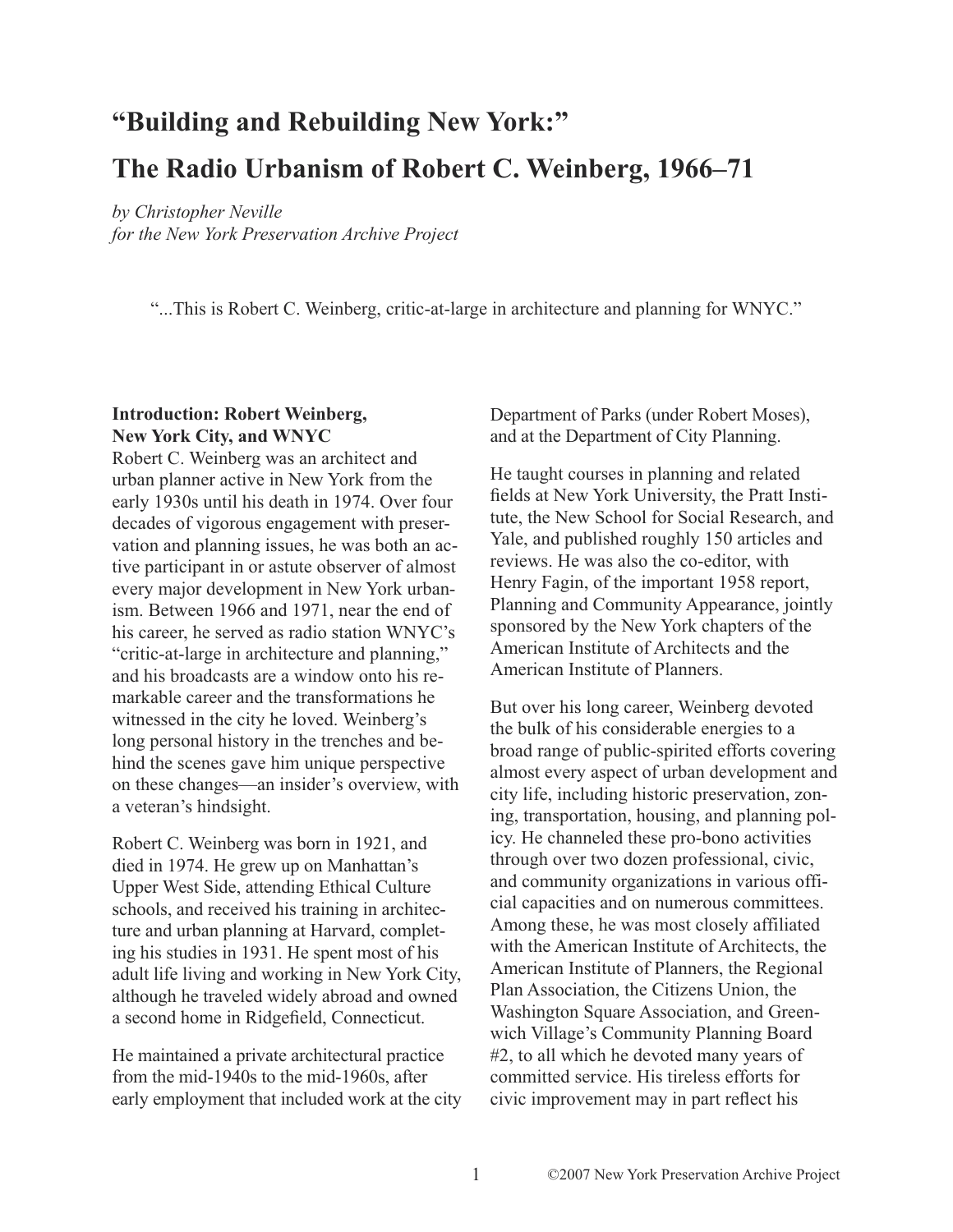# "Building and Rebuilding New York:"

# The Radio Urbanism of Robert C. Weinberg, 1966–71

*by Christopher Neville*
*for the New York Preservation Archive Project*

"...This is Robert C. Weinberg, critic-at-large in architecture and planning for WNYC."

**Introduction: Robert Weinberg, New York City, and WNYC**

Robert C. Weinberg was an architect and urban planner active in New York from the early 1930s until his death in 1974. Over four decades of vigorous engagement with preservation and planning issues, he was both an active participant in or astute observer of almost every major development in New York urbanism. Between 1966 and 1971, near the end of his career, he served as radio station WNYC's "critic-at-large in architecture and planning," and his broadcasts are a window onto his remarkable career and the transformations he witnessed in the city he loved. Weinberg's long personal history in the trenches and behind the scenes gave him unique perspective on these changes—an insider's overview, with a veteran's hindsight.

Robert C. Weinberg was born in 1921, and died in 1974. He grew up on Manhattan's Upper West Side, attending Ethical Culture schools, and received his training in architecture and urban planning at Harvard, completing his studies in 1931. He spent most of his adult life living and working in New York City, although he traveled widely abroad and owned a second home in Ridgefield, Connecticut.

He maintained a private architectural practice from the mid-1940s to the mid-1960s, after early employment that included work at the city Department of Parks (under Robert Moses), and at the Department of City Planning.

He taught courses in planning and related fields at New York University, the Pratt Institute, the New School for Social Research, and Yale, and published roughly 150 articles and reviews. He was also the co-editor, with Henry Fagin, of the important 1958 report, Planning and Community Appearance, jointly sponsored by the New York chapters of the American Institute of Architects and the American Institute of Planners.

But over his long career, Weinberg devoted the bulk of his considerable energies to a broad range of public-spirited efforts covering almost every aspect of urban development and city life, including historic preservation, zoning, transportation, housing, and planning policy. He channeled these pro-bono activities through over two dozen professional, civic, and community organizations in various official capacities and on numerous committees. Among these, he was most closely affiliated with the American Institute of Architects, the American Institute of Planners, the Regional Plan Association, the Citizens Union, the Washington Square Association, and Greenwich Village's Community Planning Board #2, to all which he devoted many years of committed service. His tireless efforts for civic improvement may in part reflect his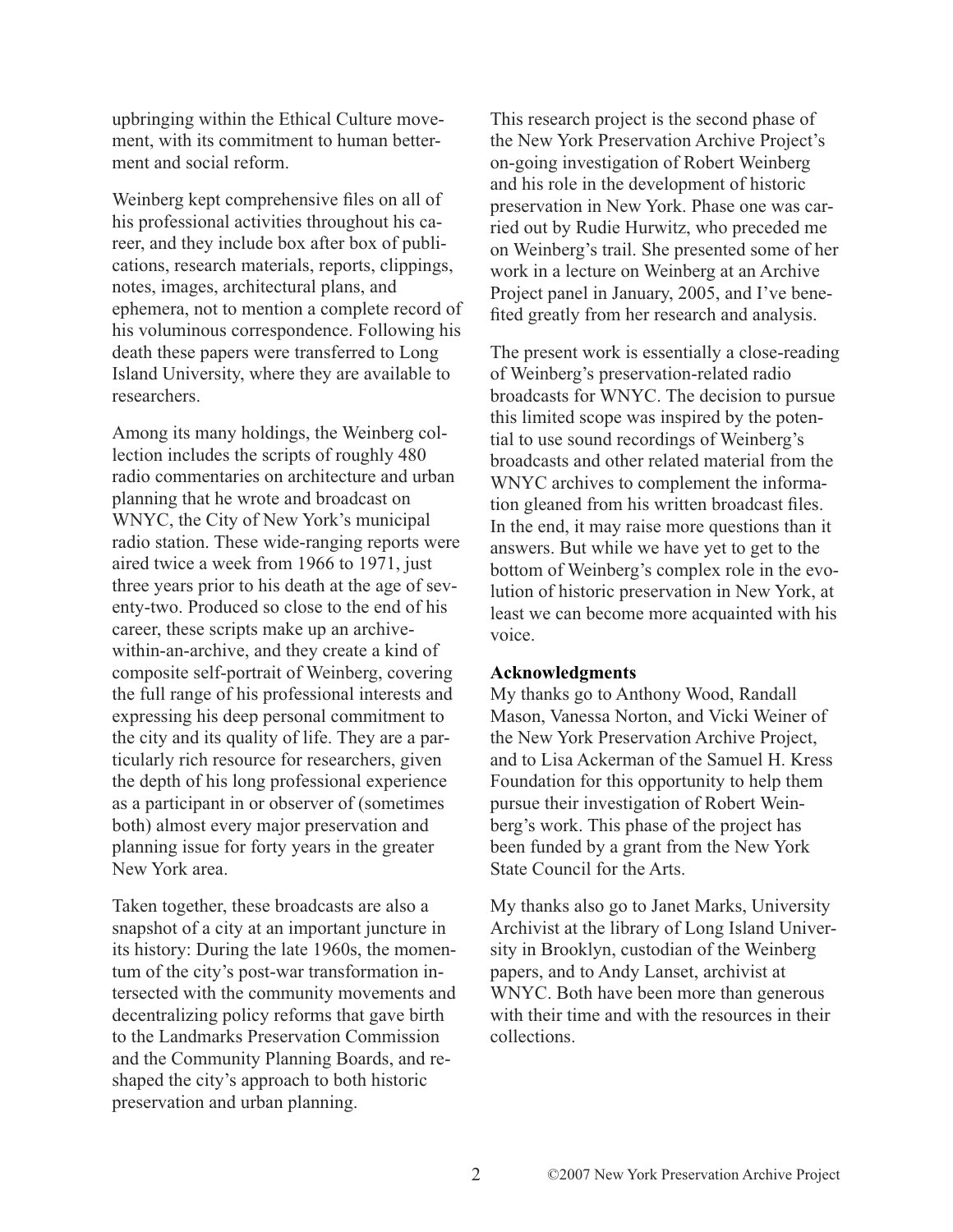upbringing within the Ethical Culture movement, with its commitment to human betterment and social reform.

Weinberg kept comprehensive files on all of his professional activities throughout his career, and they include box after box of publications, research materials, reports, clippings, notes, images, architectural plans, and ephemera, not to mention a complete record of his voluminous correspondence. Following his death these papers were transferred to Long Island University, where they are available to researchers.

Among its many holdings, the Weinberg collection includes the scripts of roughly 480 radio commentaries on architecture and urban planning that he wrote and broadcast on WNYC, the City of New York's municipal radio station. These wide-ranging reports were aired twice a week from 1966 to 1971, just three years prior to his death at the age of seventy-two. Produced so close to the end of his career, these scripts make up an archive-within-an-archive, and they create a kind of composite self-portrait of Weinberg, covering the full range of his professional interests and expressing his deep personal commitment to the city and its quality of life. They are a particularly rich resource for researchers, given the depth of his long professional experience as a participant in or observer of (sometimes both) almost every major preservation and planning issue for forty years in the greater New York area.

Taken together, these broadcasts are also a snapshot of a city at an important juncture in its history: During the late 1960s, the momentum of the city's post-war transformation intersected with the community movements and decentralizing policy reforms that gave birth to the Landmarks Preservation Commission and the Community Planning Boards, and reshaped the city's approach to both historic preservation and urban planning.

This research project is the second phase of the New York Preservation Archive Project's on-going investigation of Robert Weinberg and his role in the development of historic preservation in New York. Phase one was carried out by Rudie Hurwitz, who preceded me on Weinberg's trail. She presented some of her work in a lecture on Weinberg at an Archive Project panel in January, 2005, and I've benefited greatly from her research and analysis.

The present work is essentially a close-reading of Weinberg's preservation-related radio broadcasts for WNYC. The decision to pursue this limited scope was inspired by the potential to use sound recordings of Weinberg's broadcasts and other related material from the WNYC archives to complement the information gleaned from his written broadcast files. In the end, it may raise more questions than it answers. But while we have yet to get to the bottom of Weinberg's complex role in the evolution of historic preservation in New York, at least we can become more acquainted with his voice.

**Acknowledgments**

My thanks go to Anthony Wood, Randall Mason, Vanessa Norton, and Vicki Weiner of the New York Preservation Archive Project, and to Lisa Ackerman of the Samuel H. Kress Foundation for this opportunity to help them pursue their investigation of Robert Weinberg's work. This phase of the project has been funded by a grant from the New York State Council for the Arts.

My thanks also go to Janet Marks, University Archivist at the library of Long Island University in Brooklyn, custodian of the Weinberg papers, and to Andy Lanset, archivist at WNYC. Both have been more than generous with their time and with the resources in their collections.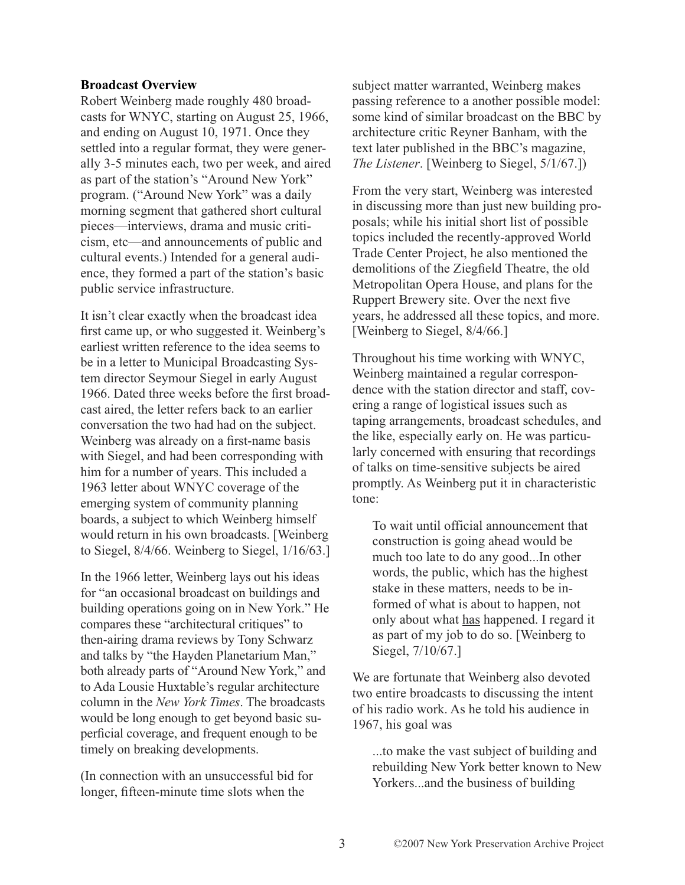**Broadcast Overview**

Robert Weinberg made roughly 480 broadcasts for WNYC, starting on August 25, 1966, and ending on August 10, 1971. Once they settled into a regular format, they were generally 3-5 minutes each, two per week, and aired as part of the station's "Around New York" program. ("Around New York" was a daily morning segment that gathered short cultural pieces—interviews, drama and music criticism, etc—and announcements of public and cultural events.) Intended for a general audience, they formed a part of the station's basic public service infrastructure.

It isn't clear exactly when the broadcast idea first came up, or who suggested it. Weinberg's earliest written reference to the idea seems to be in a letter to Municipal Broadcasting System director Seymour Siegel in early August 1966. Dated three weeks before the first broadcast aired, the letter refers back to an earlier conversation the two had had on the subject. Weinberg was already on a first-name basis with Siegel, and had been corresponding with him for a number of years. This included a 1963 letter about WNYC coverage of the emerging system of community planning boards, a subject to which Weinberg himself would return in his own broadcasts. [Weinberg to Siegel, 8/4/66. Weinberg to Siegel, 1/16/63.]

In the 1966 letter, Weinberg lays out his ideas for "an occasional broadcast on buildings and building operations going on in New York." He compares these "architectural critiques" to then-airing drama reviews by Tony Schwarz and talks by "the Hayden Planetarium Man," both already parts of "Around New York," and to Ada Lousie Huxtable's regular architecture column in the *New York Times*. The broadcasts would be long enough to get beyond basic superficial coverage, and frequent enough to be timely on breaking developments.

(In connection with an unsuccessful bid for longer, fifteen-minute time slots when the subject matter warranted, Weinberg makes passing reference to a another possible model: some kind of similar broadcast on the BBC by architecture critic Reyner Banham, with the text later published in the BBC's magazine, *The Listener*. [Weinberg to Siegel, 5/1/67.])

From the very start, Weinberg was interested in discussing more than just new building proposals; while his initial short list of possible topics included the recently-approved World Trade Center Project, he also mentioned the demolitions of the Ziegfield Theatre, the old Metropolitan Opera House, and plans for the Ruppert Brewery site. Over the next five years, he addressed all these topics, and more. [Weinberg to Siegel, 8/4/66.]

Throughout his time working with WNYC, Weinberg maintained a regular correspondence with the station director and staff, covering a range of logistical issues such as taping arrangements, broadcast schedules, and the like, especially early on. He was particularly concerned with ensuring that recordings of talks on time-sensitive subjects be aired promptly. As Weinberg put it in characteristic tone:

> To wait until official announcement that construction is going ahead would be much too late to do any good...In other words, the public, which has the highest stake in these matters, needs to be informed of what is about to happen, not only about what <u>has</u> happened. I regard it as part of my job to do so. [Weinberg to Siegel, 7/10/67.]

We are fortunate that Weinberg also devoted two entire broadcasts to discussing the intent of his radio work. As he told his audience in 1967, his goal was

> ...to make the vast subject of building and rebuilding New York better known to New Yorkers...and the business of building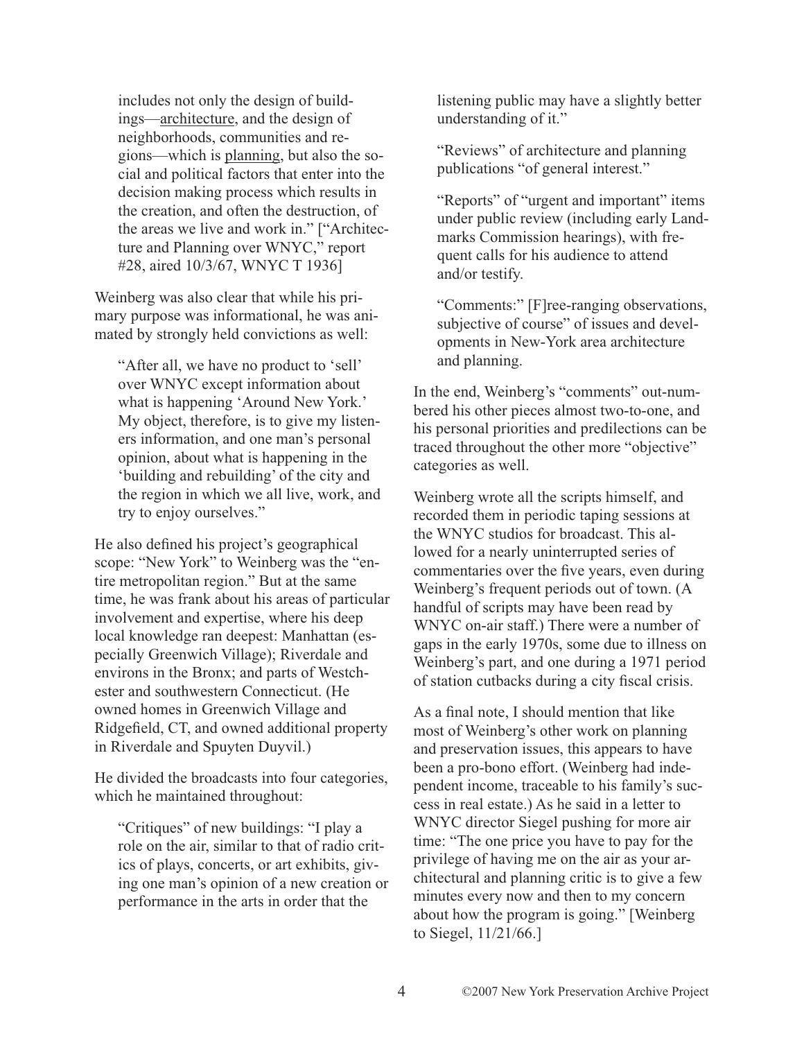includes not only the design of buildings—<u>architecture</u>, and the design of neighborhoods, communities and regions—which is <u>planning</u>, but also the social and political factors that enter into the decision making process which results in the creation, and often the destruction, of the areas we live and work in." ["Architecture and Planning over WNYC," report #28, aired 10/3/67, WNYC T 1936]

Weinberg was also clear that while his primary purpose was informational, he was animated by strongly held convictions as well:

> "After all, we have no product to 'sell' over WNYC except information about what is happening 'Around New York.' My object, therefore, is to give my listeners information, and one man's personal opinion, about what is happening in the 'building and rebuilding' of the city and the region in which we all live, work, and try to enjoy ourselves."

He also defined his project's geographical scope: "New York" to Weinberg was the "entire metropolitan region." But at the same time, he was frank about his areas of particular involvement and expertise, where his deep local knowledge ran deepest: Manhattan (especially Greenwich Village); Riverdale and environs in the Bronx; and parts of Westchester and southwestern Connecticut. (He owned homes in Greenwich Village and Ridgefield, CT, and owned additional property in Riverdale and Spuyten Duyvil.)

He divided the broadcasts into four categories, which he maintained throughout:

> "Critiques" of new buildings: "I play a role on the air, similar to that of radio critics of plays, concerts, or art exhibits, giving one man's opinion of a new creation or performance in the arts in order that the listening public may have a slightly better understanding of it."
>
> "Reviews" of architecture and planning publications "of general interest."
>
> "Reports" of "urgent and important" items under public review (including early Landmarks Commission hearings), with frequent calls for his audience to attend and/or testify.
>
> "Comments:" [F]ree-ranging observations, subjective of course" of issues and developments in New-York area architecture and planning.

In the end, Weinberg's "comments" out-numbered his other pieces almost two-to-one, and his personal priorities and predilections can be traced throughout the other more "objective" categories as well.

Weinberg wrote all the scripts himself, and recorded them in periodic taping sessions at the WNYC studios for broadcast. This allowed for a nearly uninterrupted series of commentaries over the five years, even during Weinberg's frequent periods out of town. (A handful of scripts may have been read by WNYC on-air staff.) There were a number of gaps in the early 1970s, some due to illness on Weinberg's part, and one during a 1971 period of station cutbacks during a city fiscal crisis.

As a final note, I should mention that like most of Weinberg's other work on planning and preservation issues, this appears to have been a pro-bono effort. (Weinberg had independent income, traceable to his family's success in real estate.) As he said in a letter to WNYC director Siegel pushing for more air time: "The one price you have to pay for the privilege of having me on the air as your architectural and planning critic is to give a few minutes every now and then to my concern about how the program is going." [Weinberg to Siegel, 11/21/66.]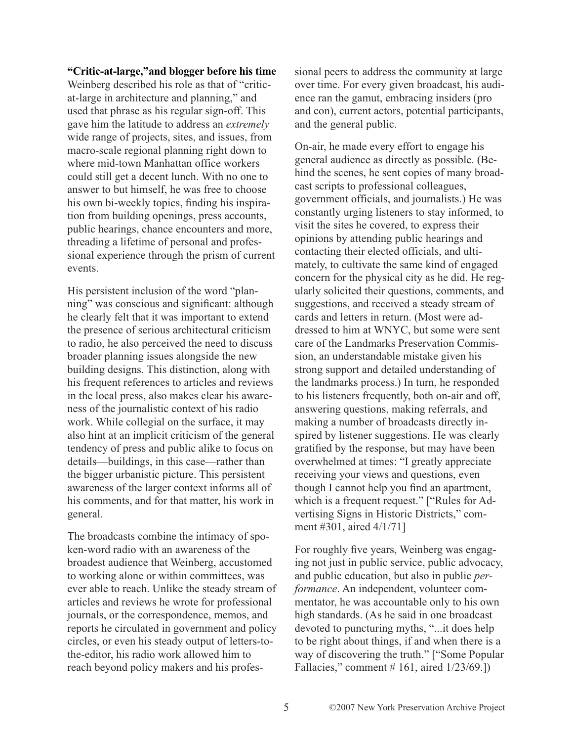**"Critic-at-large," and blogger before his time**

Weinberg described his role as that of "critic-at-large in architecture and planning," and used that phrase as his regular sign-off. This gave him the latitude to address an *extremely* wide range of projects, sites, and issues, from macro-scale regional planning right down to where mid-town Manhattan office workers could still get a decent lunch. With no one to answer to but himself, he was free to choose his own bi-weekly topics, finding his inspiration from building openings, press accounts, public hearings, chance encounters and more, threading a lifetime of personal and professional experience through the prism of current events.

His persistent inclusion of the word "planning" was conscious and significant: although he clearly felt that it was important to extend the presence of serious architectural criticism to radio, he also perceived the need to discuss broader planning issues alongside the new building designs. This distinction, along with his frequent references to articles and reviews in the local press, also makes clear his awareness of the journalistic context of his radio work. While collegial on the surface, it may also hint at an implicit criticism of the general tendency of press and public alike to focus on details—buildings, in this case—rather than the bigger urbanistic picture. This persistent awareness of the larger context informs all of his comments, and for that matter, his work in general.

The broadcasts combine the intimacy of spoken-word radio with an awareness of the broadest audience that Weinberg, accustomed to working alone or within committees, was ever able to reach. Unlike the steady stream of articles and reviews he wrote for professional journals, or the correspondence, memos, and reports he circulated in government and policy circles, or even his steady output of letters-to-the-editor, his radio work allowed him to reach beyond policy makers and his professional peers to address the community at large over time. For every given broadcast, his audience ran the gamut, embracing insiders (pro and con), current actors, potential participants, and the general public.

On-air, he made every effort to engage his general audience as directly as possible. (Behind the scenes, he sent copies of many broadcast scripts to professional colleagues, government officials, and journalists.) He was constantly urging listeners to stay informed, to visit the sites he covered, to express their opinions by attending public hearings and contacting their elected officials, and ultimately, to cultivate the same kind of engaged concern for the physical city as he did. He regularly solicited their questions, comments, and suggestions, and received a steady stream of cards and letters in return. (Most were addressed to him at WNYC, but some were sent care of the Landmarks Preservation Commission, an understandable mistake given his strong support and detailed understanding of the landmarks process.) In turn, he responded to his listeners frequently, both on-air and off, answering questions, making referrals, and making a number of broadcasts directly inspired by listener suggestions. He was clearly gratified by the response, but may have been overwhelmed at times: "I greatly appreciate receiving your views and questions, even though I cannot help you find an apartment, which is a frequent request." ["Rules for Advertising Signs in Historic Districts," comment #301, aired 4/1/71]

For roughly five years, Weinberg was engaging not just in public service, public advocacy, and public education, but also in public *performance*. An independent, volunteer commentator, he was accountable only to his own high standards. (As he said in one broadcast devoted to puncturing myths, "...it does help to be right about things, if and when there is a way of discovering the truth." ["Some Popular Fallacies," comment # 161, aired 1/23/69.])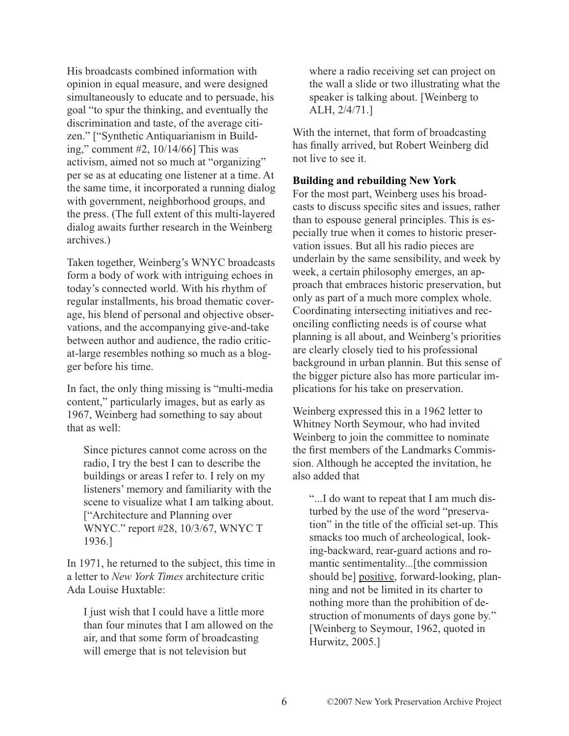His broadcasts combined information with opinion in equal measure, and were designed simultaneously to educate and to persuade, his goal "to spur the thinking, and eventually the discrimination and taste, of the average citizen." ["Synthetic Antiquarianism in Building," comment #2, 10/14/66] This was activism, aimed not so much at "organizing" per se as at educating one listener at a time. At the same time, it incorporated a running dialog with government, neighborhood groups, and the press. (The full extent of this multi-layered dialog awaits further research in the Weinberg archives.)

Taken together, Weinberg's WNYC broadcasts form a body of work with intriguing echoes in today's connected world. With his rhythm of regular installments, his broad thematic coverage, his blend of personal and objective observations, and the accompanying give-and-take between author and audience, the radio critic-at-large resembles nothing so much as a blogger before his time.

In fact, the only thing missing is "multi-media content," particularly images, but as early as 1967, Weinberg had something to say about that as well:

> Since pictures cannot come across on the radio, I try the best I can to describe the buildings or areas I refer to. I rely on my listeners' memory and familiarity with the scene to visualize what I am talking about. ["Architecture and Planning over WNYC." report #28, 10/3/67, WNYC T 1936.]

In 1971, he returned to the subject, this time in a letter to *New York Times* architecture critic Ada Louise Huxtable:

> I just wish that I could have a little more than four minutes that I am allowed on the air, and that some form of broadcasting will emerge that is not television but where a radio receiving set can project on the wall a slide or two illustrating what the speaker is talking about. [Weinberg to ALH, 2/4/71.]

With the internet, that form of broadcasting has finally arrived, but Robert Weinberg did not live to see it.

**Building and rebuilding New York**

For the most part, Weinberg uses his broadcasts to discuss specific sites and issues, rather than to espouse general principles. This is especially true when it comes to historic preservation issues. But all his radio pieces are underlain by the same sensibility, and week by week, a certain philosophy emerges, an approach that embraces historic preservation, but only as part of a much more complex whole. Coordinating intersecting initiatives and reconciling conflicting needs is of course what planning is all about, and Weinberg's priorities are clearly closely tied to his professional background in urban plannin. But this sense of the bigger picture also has more particular implications for his take on preservation.

Weinberg expressed this in a 1962 letter to Whitney North Seymour, who had invited Weinberg to join the committee to nominate the first members of the Landmarks Commission. Although he accepted the invitation, he also added that

> "...I do want to repeat that I am much disturbed by the use of the word "preservation" in the title of the official set-up. This smacks too much of archeological, looking-backward, rear-guard actions and romantic sentimentality...[the commission should be] <u>positive</u>, forward-looking, planning and not be limited in its charter to nothing more than the prohibition of destruction of monuments of days gone by." [Weinberg to Seymour, 1962, quoted in Hurwitz, 2005.]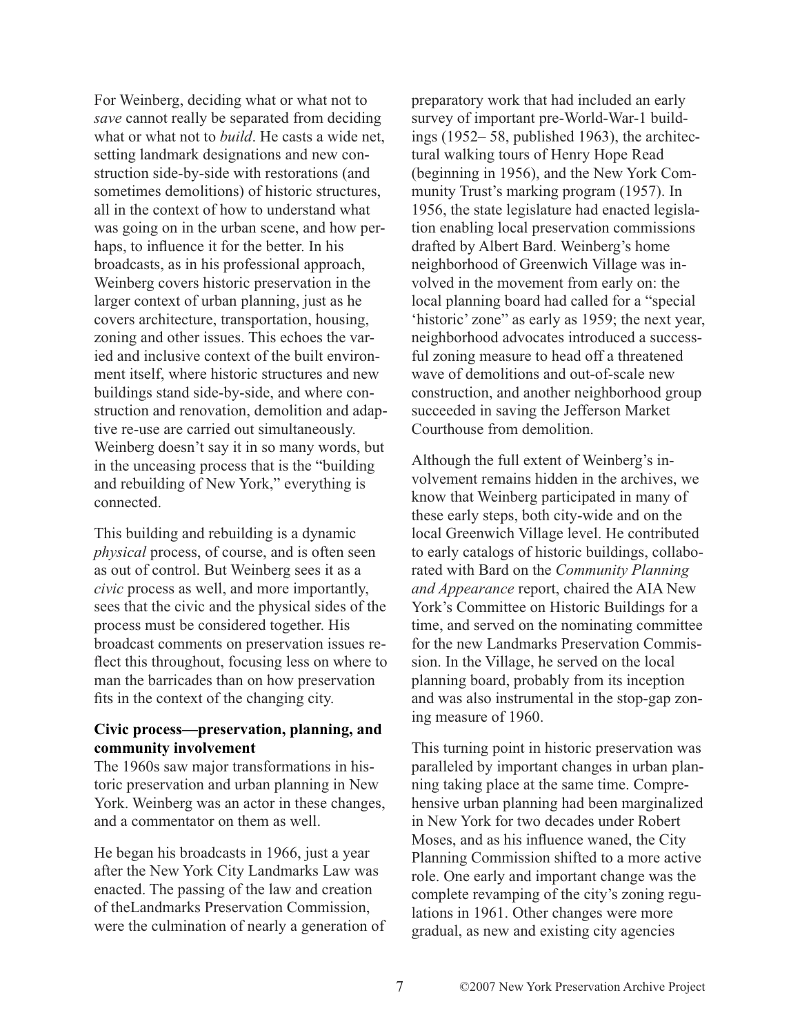For Weinberg, deciding what or what not to *save* cannot really be separated from deciding what or what not to *build*. He casts a wide net, setting landmark designations and new construction side-by-side with restorations (and sometimes demolitions) of historic structures, all in the context of how to understand what was going on in the urban scene, and how perhaps, to influence it for the better. In his broadcasts, as in his professional approach, Weinberg covers historic preservation in the larger context of urban planning, just as he covers architecture, transportation, housing, zoning and other issues. This echoes the varied and inclusive context of the built environment itself, where historic structures and new buildings stand side-by-side, and where construction and renovation, demolition and adaptive re-use are carried out simultaneously. Weinberg doesn't say it in so many words, but in the unceasing process that is the "building and rebuilding of New York," everything is connected.

This building and rebuilding is a dynamic *physical* process, of course, and is often seen as out of control. But Weinberg sees it as a *civic* process as well, and more importantly, sees that the civic and the physical sides of the process must be considered together. His broadcast comments on preservation issues reflect this throughout, focusing less on where to man the barricades than on how preservation fits in the context of the changing city.

**Civic process—preservation, planning, and community involvement**

The 1960s saw major transformations in historic preservation and urban planning in New York. Weinberg was an actor in these changes, and a commentator on them as well.

He began his broadcasts in 1966, just a year after the New York City Landmarks Law was enacted. The passing of the law and creation of theLandmarks Preservation Commission, were the culmination of nearly a generation of preparatory work that had included an early survey of important pre-World-War-1 buildings (1952– 58, published 1963), the architectural walking tours of Henry Hope Read (beginning in 1956), and the New York Community Trust's marking program (1957). In 1956, the state legislature had enacted legislation enabling local preservation commissions drafted by Albert Bard. Weinberg's home neighborhood of Greenwich Village was involved in the movement from early on: the local planning board had called for a "special 'historic' zone" as early as 1959; the next year, neighborhood advocates introduced a successful zoning measure to head off a threatened wave of demolitions and out-of-scale new construction, and another neighborhood group succeeded in saving the Jefferson Market Courthouse from demolition.

Although the full extent of Weinberg's involvement remains hidden in the archives, we know that Weinberg participated in many of these early steps, both city-wide and on the local Greenwich Village level. He contributed to early catalogs of historic buildings, collaborated with Bard on the *Community Planning and Appearance* report, chaired the AIA New York's Committee on Historic Buildings for a time, and served on the nominating committee for the new Landmarks Preservation Commission. In the Village, he served on the local planning board, probably from its inception and was also instrumental in the stop-gap zoning measure of 1960.

This turning point in historic preservation was paralleled by important changes in urban planning taking place at the same time. Comprehensive urban planning had been marginalized in New York for two decades under Robert Moses, and as his influence waned, the City Planning Commission shifted to a more active role. One early and important change was the complete revamping of the city's zoning regulations in 1961. Other changes were more gradual, as new and existing city agencies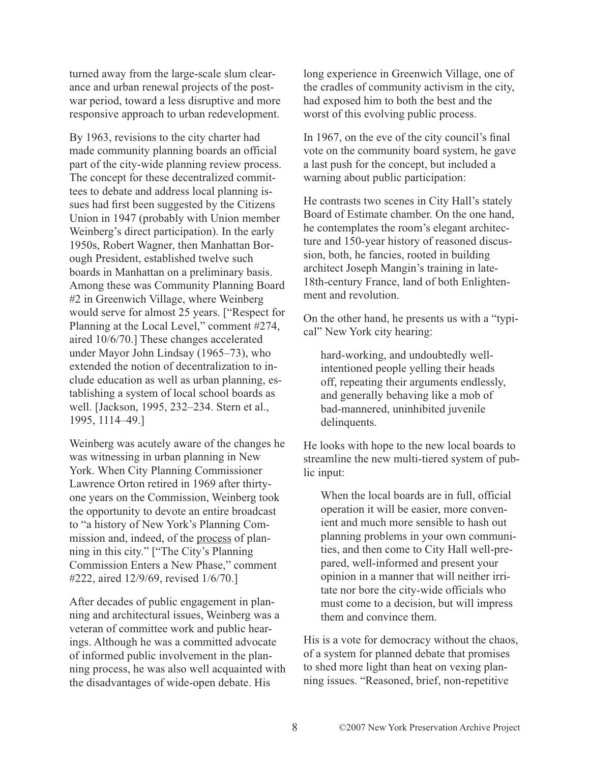turned away from the large-scale slum clearance and urban renewal projects of the postwar period, toward a less disruptive and more responsive approach to urban redevelopment.

By 1963, revisions to the city charter had made community planning boards an official part of the city-wide planning review process. The concept for these decentralized committees to debate and address local planning issues had first been suggested by the Citizens Union in 1947 (probably with Union member Weinberg's direct participation). In the early 1950s, Robert Wagner, then Manhattan Borough President, established twelve such boards in Manhattan on a preliminary basis. Among these was Community Planning Board #2 in Greenwich Village, where Weinberg would serve for almost 25 years. ["Respect for Planning at the Local Level," comment #274, aired 10/6/70.] These changes accelerated under Mayor John Lindsay (1965–73), who extended the notion of decentralization to include education as well as urban planning, establishing a system of local school boards as well. [Jackson, 1995, 232–234. Stern et al., 1995, 1114–49.]

Weinberg was acutely aware of the changes he was witnessing in urban planning in New York. When City Planning Commissioner Lawrence Orton retired in 1969 after thirty-one years on the Commission, Weinberg took the opportunity to devote an entire broadcast to "a history of New York's Planning Commission and, indeed, of the <u>process</u> of planning in this city." ["The City's Planning Commission Enters a New Phase," comment #222, aired 12/9/69, revised 1/6/70.]

After decades of public engagement in planning and architectural issues, Weinberg was a veteran of committee work and public hearings. Although he was a committed advocate of informed public involvement in the planning process, he was also well acquainted with the disadvantages of wide-open debate. His long experience in Greenwich Village, one of the cradles of community activism in the city, had exposed him to both the best and the worst of this evolving public process.

In 1967, on the eve of the city council's final vote on the community board system, he gave a last push for the concept, but included a warning about public participation:

He contrasts two scenes in City Hall's stately Board of Estimate chamber. On the one hand, he contemplates the room's elegant architecture and 150-year history of reasoned discussion, both, he fancies, rooted in building architect Joseph Mangin's training in late-18th-century France, land of both Enlightenment and revolution.

On the other hand, he presents us with a "typical" New York city hearing:

> hard-working, and undoubtedly well-intentioned people yelling their heads off, repeating their arguments endlessly, and generally behaving like a mob of bad-mannered, uninhibited juvenile delinquents.

He looks with hope to the new local boards to streamline the new multi-tiered system of public input:

> When the local boards are in full, official operation it will be easier, more convenient and much more sensible to hash out planning problems in your own communities, and then come to City Hall well-prepared, well-informed and present your opinion in a manner that will neither irritate nor bore the city-wide officials who must come to a decision, but will impress them and convince them.

His is a vote for democracy without the chaos, of a system for planned debate that promises to shed more light than heat on vexing planning issues. "Reasoned, brief, non-repetitive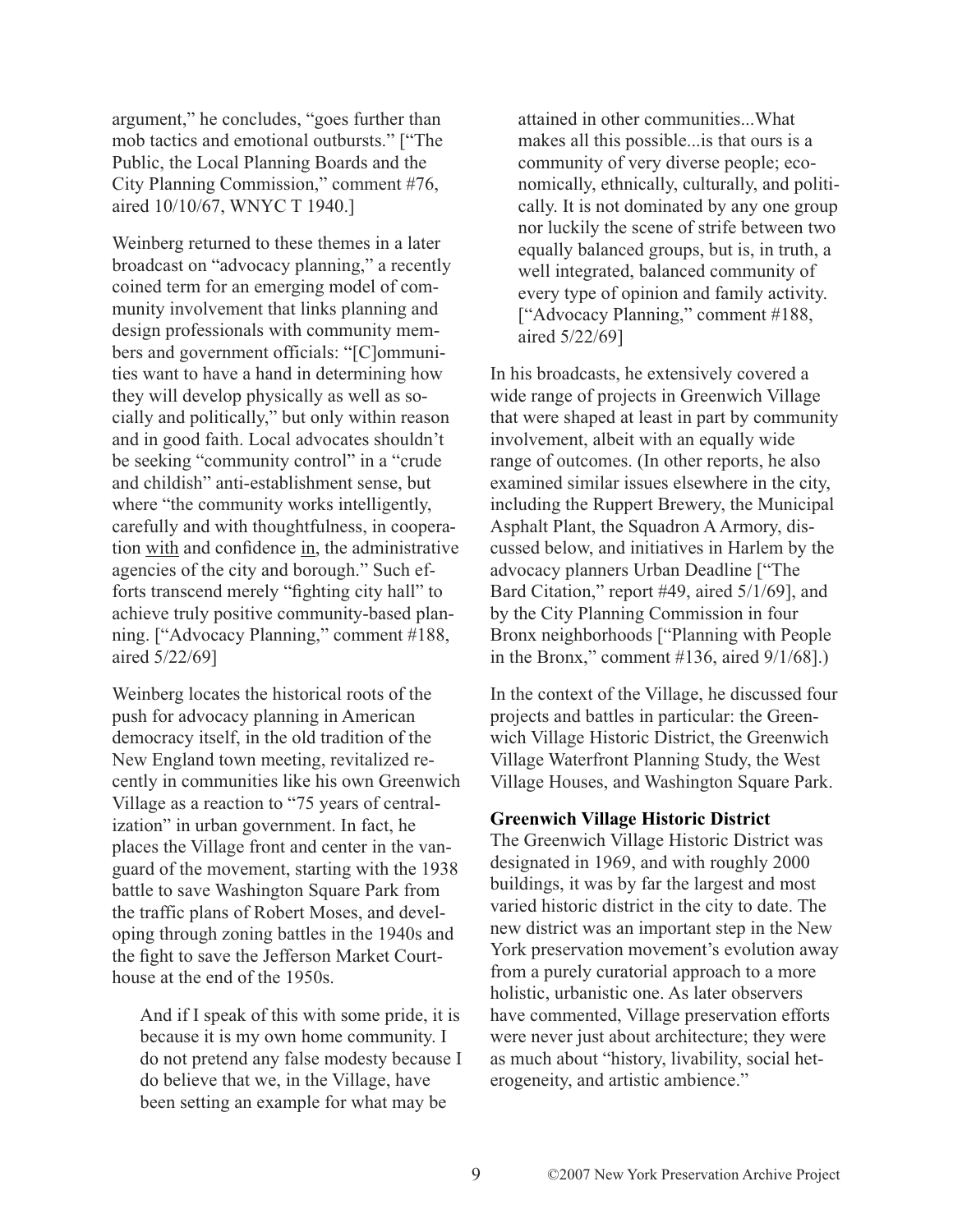argument," he concludes, "goes further than mob tactics and emotional outbursts." ["The Public, the Local Planning Boards and the City Planning Commission," comment #76, aired 10/10/67, WNYC T 1940.]

Weinberg returned to these themes in a later broadcast on "advocacy planning," a recently coined term for an emerging model of community involvement that links planning and design professionals with community members and government officials: "[C]ommunities want to have a hand in determining how they will develop physically as well as socially and politically," but only within reason and in good faith. Local advocates shouldn't be seeking "community control" in a "crude and childish" anti-establishment sense, but where "the community works intelligently, carefully and with thoughtfulness, in cooperation <u>with</u> and confidence <u>in</u>, the administrative agencies of the city and borough." Such efforts transcend merely "fighting city hall" to achieve truly positive community-based planning. ["Advocacy Planning," comment #188, aired 5/22/69]

Weinberg locates the historical roots of the push for advocacy planning in American democracy itself, in the old tradition of the New England town meeting, revitalized recently in communities like his own Greenwich Village as a reaction to "75 years of centralization" in urban government. In fact, he places the Village front and center in the vanguard of the movement, starting with the 1938 battle to save Washington Square Park from the traffic plans of Robert Moses, and developing through zoning battles in the 1940s and the fight to save the Jefferson Market Courthouse at the end of the 1950s.

> And if I speak of this with some pride, it is because it is my own home community. I do not pretend any false modesty because I do believe that we, in the Village, have been setting an example for what may be attained in other communities...What makes all this possible...is that ours is a community of very diverse people; economically, ethnically, culturally, and politically. It is not dominated by any one group nor luckily the scene of strife between two equally balanced groups, but is, in truth, a well integrated, balanced community of every type of opinion and family activity. ["Advocacy Planning," comment #188, aired 5/22/69]

In his broadcasts, he extensively covered a wide range of projects in Greenwich Village that were shaped at least in part by community involvement, albeit with an equally wide range of outcomes. (In other reports, he also examined similar issues elsewhere in the city, including the Ruppert Brewery, the Municipal Asphalt Plant, the Squadron A Armory, discussed below, and initiatives in Harlem by the advocacy planners Urban Deadline ["The Bard Citation," report #49, aired 5/1/69], and by the City Planning Commission in four Bronx neighborhoods ["Planning with People in the Bronx," comment #136, aired 9/1/68].)

In the context of the Village, he discussed four projects and battles in particular: the Greenwich Village Historic District, the Greenwich Village Waterfront Planning Study, the West Village Houses, and Washington Square Park.

**Greenwich Village Historic District**

The Greenwich Village Historic District was designated in 1969, and with roughly 2000 buildings, it was by far the largest and most varied historic district in the city to date. The new district was an important step in the New York preservation movement's evolution away from a purely curatorial approach to a more holistic, urbanistic one. As later observers have commented, Village preservation efforts were never just about architecture; they were as much about "history, livability, social heterogeneity, and artistic ambience."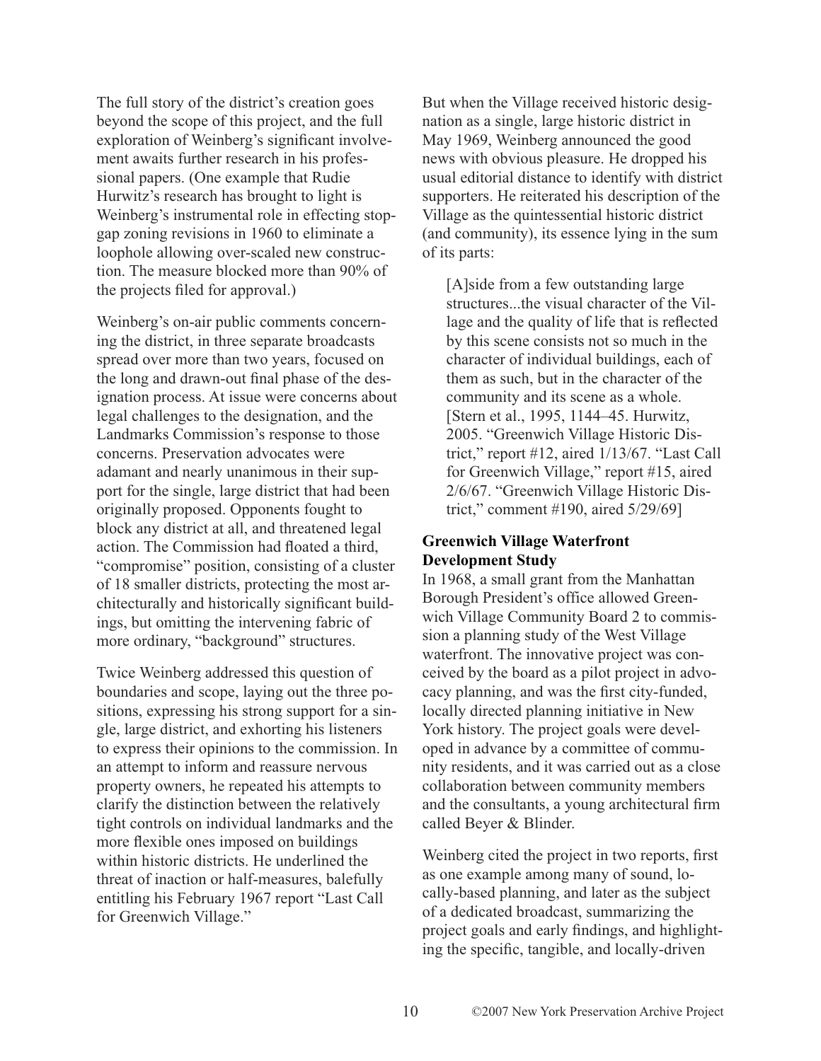The full story of the district's creation goes beyond the scope of this project, and the full exploration of Weinberg's significant involvement awaits further research in his professional papers. (One example that Rudie Hurwitz's research has brought to light is Weinberg's instrumental role in effecting stopgap zoning revisions in 1960 to eliminate a loophole allowing over-scaled new construction. The measure blocked more than 90% of the projects filed for approval.)

Weinberg's on-air public comments concerning the district, in three separate broadcasts spread over more than two years, focused on the long and drawn-out final phase of the designation process. At issue were concerns about legal challenges to the designation, and the Landmarks Commission's response to those concerns. Preservation advocates were adamant and nearly unanimous in their support for the single, large district that had been originally proposed. Opponents fought to block any district at all, and threatened legal action. The Commission had floated a third, "compromise" position, consisting of a cluster of 18 smaller districts, protecting the most architecturally and historically significant buildings, but omitting the intervening fabric of more ordinary, "background" structures.

Twice Weinberg addressed this question of boundaries and scope, laying out the three positions, expressing his strong support for a single, large district, and exhorting his listeners to express their opinions to the commission. In an attempt to inform and reassure nervous property owners, he repeated his attempts to clarify the distinction between the relatively tight controls on individual landmarks and the more flexible ones imposed on buildings within historic districts. He underlined the threat of inaction or half-measures, balefully entitling his February 1967 report "Last Call for Greenwich Village."

But when the Village received historic designation as a single, large historic district in May 1969, Weinberg announced the good news with obvious pleasure. He dropped his usual editorial distance to identify with district supporters. He reiterated his description of the Village as the quintessential historic district (and community), its essence lying in the sum of its parts:

> [A]side from a few outstanding large structures...the visual character of the Village and the quality of life that is reflected by this scene consists not so much in the character of individual buildings, each of them as such, but in the character of the community and its scene as a whole. [Stern et al., 1995, 1144–45. Hurwitz, 2005. "Greenwich Village Historic District," report #12, aired 1/13/67. "Last Call for Greenwich Village," report #15, aired 2/6/67. "Greenwich Village Historic District," comment #190, aired 5/29/69]

**Greenwich Village Waterfront Development Study**

In 1968, a small grant from the Manhattan Borough President's office allowed Greenwich Village Community Board 2 to commission a planning study of the West Village waterfront. The innovative project was conceived by the board as a pilot project in advocacy planning, and was the first city-funded, locally directed planning initiative in New York history. The project goals were developed in advance by a committee of community residents, and it was carried out as a close collaboration between community members and the consultants, a young architectural firm called Beyer & Blinder.

Weinberg cited the project in two reports, first as one example among many of sound, locally-based planning, and later as the subject of a dedicated broadcast, summarizing the project goals and early findings, and highlighting the specific, tangible, and locally-driven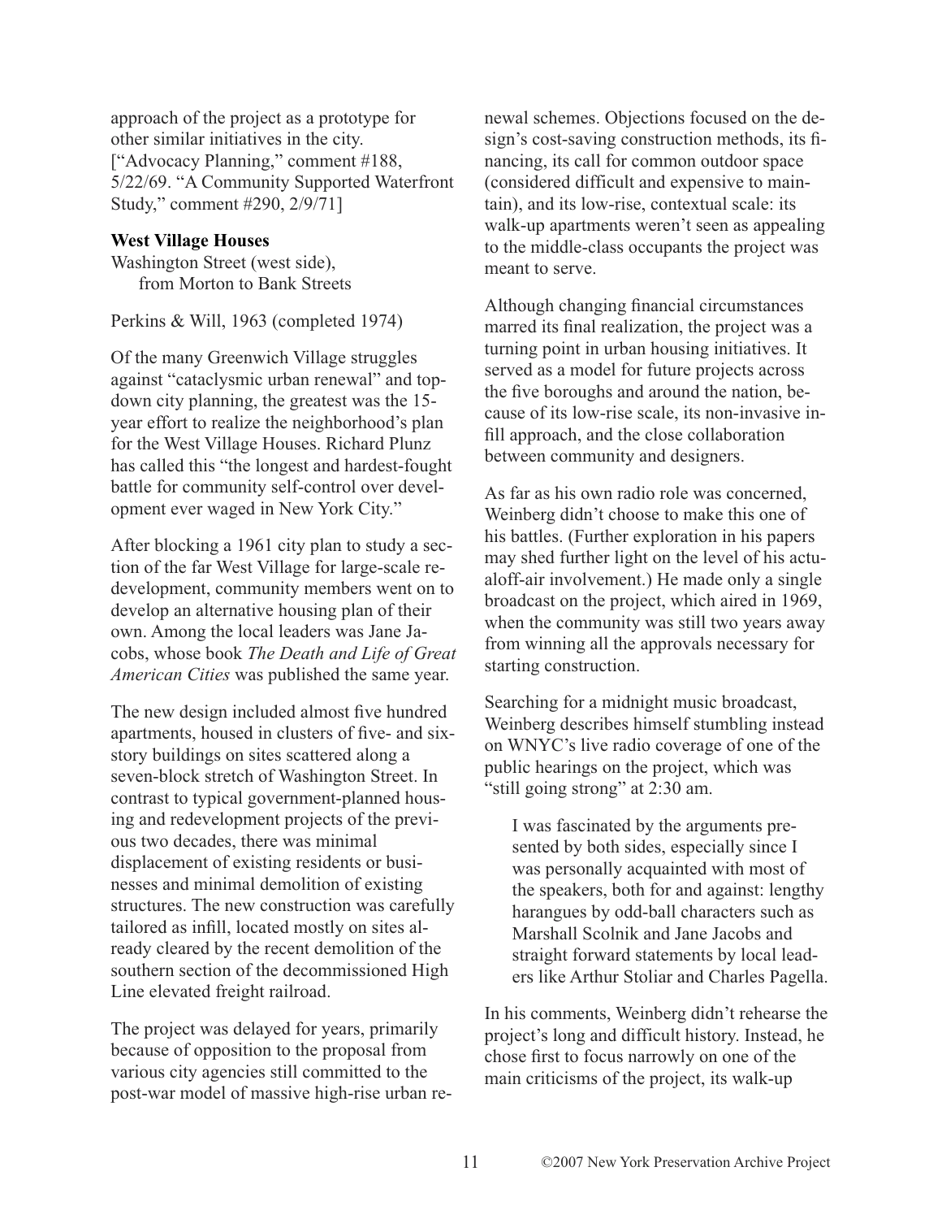approach of the project as a prototype for other similar initiatives in the city. ["Advocacy Planning," comment #188, 5/22/69. "A Community Supported Waterfront Study," comment #290, 2/9/71]

**West Village Houses**

Washington Street (west side),
from Morton to Bank Streets

Perkins & Will, 1963 (completed 1974)

Of the many Greenwich Village struggles against "cataclysmic urban renewal" and top-down city planning, the greatest was the 15-year effort to realize the neighborhood's plan for the West Village Houses. Richard Plunz has called this "the longest and hardest-fought battle for community self-control over development ever waged in New York City."

After blocking a 1961 city plan to study a section of the far West Village for large-scale redevelopment, community members went on to develop an alternative housing plan of their own. Among the local leaders was Jane Jacobs, whose book *The Death and Life of Great American Cities* was published the same year.

The new design included almost five hundred apartments, housed in clusters of five- and six-story buildings on sites scattered along a seven-block stretch of Washington Street. In contrast to typical government-planned housing and redevelopment projects of the previous two decades, there was minimal displacement of existing residents or businesses and minimal demolition of existing structures. The new construction was carefully tailored as infill, located mostly on sites already cleared by the recent demolition of the southern section of the decommissioned High Line elevated freight railroad.

The project was delayed for years, primarily because of opposition to the proposal from various city agencies still committed to the post-war model of massive high-rise urban renewal schemes. Objections focused on the design's cost-saving construction methods, its financing, its call for common outdoor space (considered difficult and expensive to maintain), and its low-rise, contextual scale: its walk-up apartments weren't seen as appealing to the middle-class occupants the project was meant to serve.

Although changing financial circumstances marred its final realization, the project was a turning point in urban housing initiatives. It served as a model for future projects across the five boroughs and around the nation, because of its low-rise scale, its non-invasive infill approach, and the close collaboration between community and designers.

As far as his own radio role was concerned, Weinberg didn't choose to make this one of his battles. (Further exploration in his papers may shed further light on the level of his actualoff-air involvement.) He made only a single broadcast on the project, which aired in 1969, when the community was still two years away from winning all the approvals necessary for starting construction.

Searching for a midnight music broadcast, Weinberg describes himself stumbling instead on WNYC's live radio coverage of one of the public hearings on the project, which was "still going strong" at 2:30 am.

> I was fascinated by the arguments presented by both sides, especially since I was personally acquainted with most of the speakers, both for and against: lengthy harangues by odd-ball characters such as Marshall Scolnik and Jane Jacobs and straight forward statements by local leaders like Arthur Stoliar and Charles Pagella.

In his comments, Weinberg didn't rehearse the project's long and difficult history. Instead, he chose first to focus narrowly on one of the main criticisms of the project, its walk-up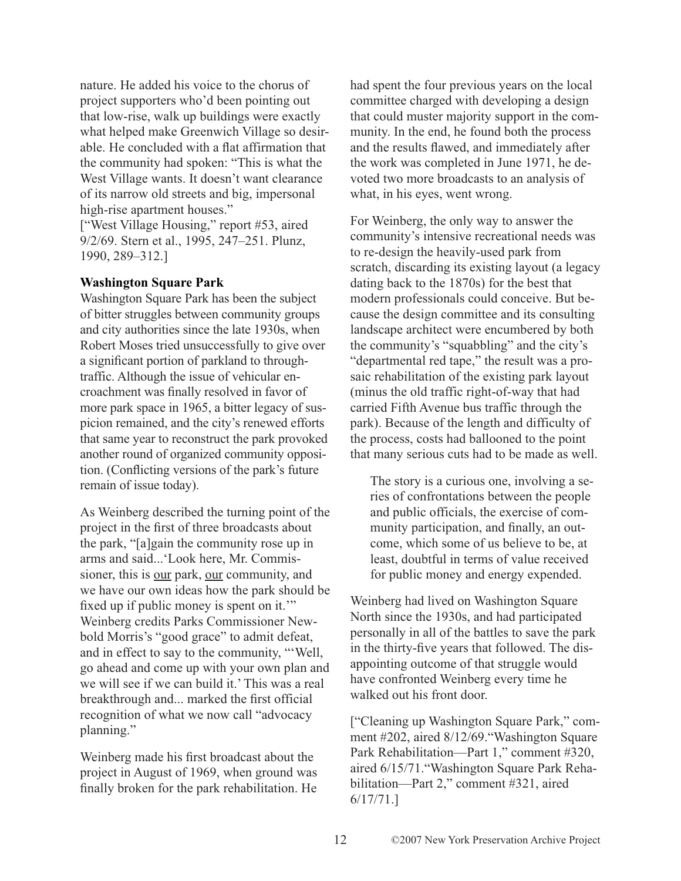nature. He added his voice to the chorus of project supporters who'd been pointing out that low-rise, walk up buildings were exactly what helped make Greenwich Village so desirable. He concluded with a flat affirmation that the community had spoken: "This is what the West Village wants. It doesn't want clearance of its narrow old streets and big, impersonal high-rise apartment houses."
["West Village Housing," report #53, aired 9/2/69. Stern et al., 1995, 247–251. Plunz, 1990, 289–312.]

**Washington Square Park**

Washington Square Park has been the subject of bitter struggles between community groups and city authorities since the late 1930s, when Robert Moses tried unsuccessfully to give over a significant portion of parkland to through-traffic. Although the issue of vehicular encroachment was finally resolved in favor of more park space in 1965, a bitter legacy of suspicion remained, and the city's renewed efforts that same year to reconstruct the park provoked another round of organized community opposition. (Conflicting versions of the park's future remain of issue today).

As Weinberg described the turning point of the project in the first of three broadcasts about the park, "[a]gain the community rose up in arms and said...'Look here, Mr. Commissioner, this is <u>our</u> park, <u>our</u> community, and we have our own ideas how the park should be fixed up if public money is spent on it.'" Weinberg credits Parks Commissioner Newbold Morris's "good grace" to admit defeat, and in effect to say to the community, "'Well, go ahead and come up with your own plan and we will see if we can build it.' This was a real breakthrough and... marked the first official recognition of what we now call "advocacy planning."

Weinberg made his first broadcast about the project in August of 1969, when ground was finally broken for the park rehabilitation. He had spent the four previous years on the local committee charged with developing a design that could muster majority support in the community. In the end, he found both the process and the results flawed, and immediately after the work was completed in June 1971, he devoted two more broadcasts to an analysis of what, in his eyes, went wrong.

For Weinberg, the only way to answer the community's intensive recreational needs was to re-design the heavily-used park from scratch, discarding its existing layout (a legacy dating back to the 1870s) for the best that modern professionals could conceive. But because the design committee and its consulting landscape architect were encumbered by both the community's "squabbling" and the city's "departmental red tape," the result was a prosaic rehabilitation of the existing park layout (minus the old traffic right-of-way that had carried Fifth Avenue bus traffic through the park). Because of the length and difficulty of the process, costs had ballooned to the point that many serious cuts had to be made as well.

> The story is a curious one, involving a series of confrontations between the people and public officials, the exercise of community participation, and finally, an outcome, which some of us believe to be, at least, doubtful in terms of value received for public money and energy expended.

Weinberg had lived on Washington Square North since the 1930s, and had participated personally in all of the battles to save the park in the thirty-five years that followed. The disappointing outcome of that struggle would have confronted Weinberg every time he walked out his front door.

["Cleaning up Washington Square Park," comment #202, aired 8/12/69."Washington Square Park Rehabilitation—Part 1," comment #320, aired 6/15/71."Washington Square Park Rehabilitation—Part 2," comment #321, aired 6/17/71.]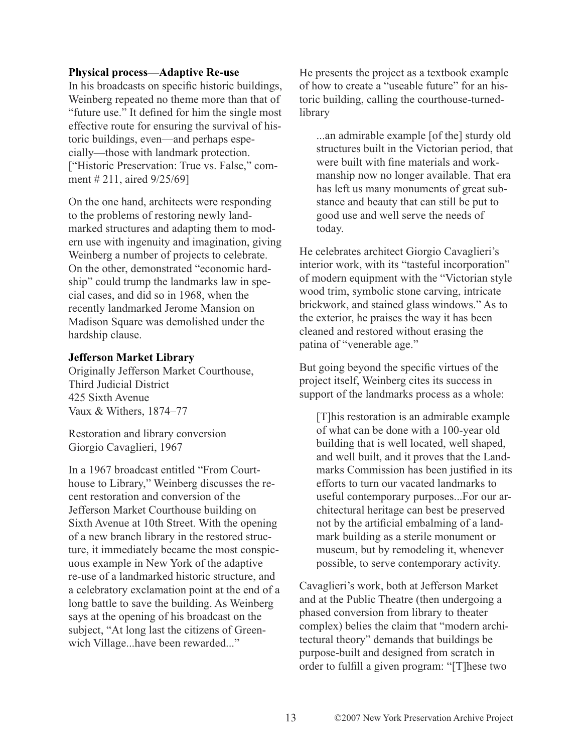### Physical process—Adaptive Re-use

In his broadcasts on specific historic buildings, Weinberg repeated no theme more than that of "future use." It defined for him the single most effective route for ensuring the survival of historic buildings, even—and perhaps especially—those with landmark protection. ["Historic Preservation: True vs. False," comment # 211, aired 9/25/69]

On the one hand, architects were responding to the problems of restoring newly landmarked structures and adapting them to modern use with ingenuity and imagination, giving Weinberg a number of projects to celebrate. On the other, demonstrated "economic hardship" could trump the landmarks law in special cases, and did so in 1968, when the recently landmarked Jerome Mansion on Madison Square was demolished under the hardship clause.

### Jefferson Market Library

Originally Jefferson Market Courthouse,
Third Judicial District
425 Sixth Avenue
Vaux & Withers, 1874–77

Restoration and library conversion
Giorgio Cavaglieri, 1967

In a 1967 broadcast entitled "From Courthouse to Library," Weinberg discusses the recent restoration and conversion of the Jefferson Market Courthouse building on Sixth Avenue at 10th Street. With the opening of a new branch library in the restored structure, it immediately became the most conspicuous example in New York of the adaptive re-use of a landmarked historic structure, and a celebratory exclamation point at the end of a long battle to save the building. As Weinberg says at the opening of his broadcast on the subject, "At long last the citizens of Greenwich Village...have been rewarded..."

He presents the project as a textbook example of how to create a "useable future" for an historic building, calling the courthouse-turned-library

> ...an admirable example [of the] sturdy old structures built in the Victorian period, that were built with fine materials and workmanship now no longer available. That era has left us many monuments of great substance and beauty that can still be put to good use and well serve the needs of today.

He celebrates architect Giorgio Cavaglieri's interior work, with its "tasteful incorporation" of modern equipment with the "Victorian style wood trim, symbolic stone carving, intricate brickwork, and stained glass windows." As to the exterior, he praises the way it has been cleaned and restored without erasing the patina of "venerable age."

But going beyond the specific virtues of the project itself, Weinberg cites its success in support of the landmarks process as a whole:

> [T]his restoration is an admirable example of what can be done with a 100-year old building that is well located, well shaped, and well built, and it proves that the Landmarks Commission has been justified in its efforts to turn our vacated landmarks to useful contemporary purposes...For our architectural heritage can best be preserved not by the artificial embalming of a landmark building as a sterile monument or museum, but by remodeling it, whenever possible, to serve contemporary activity.

Cavaglieri's work, both at Jefferson Market and at the Public Theatre (then undergoing a phased conversion from library to theater complex) belies the claim that "modern architectural theory" demands that buildings be purpose-built and designed from scratch in order to fulfill a given program: "[T]hese two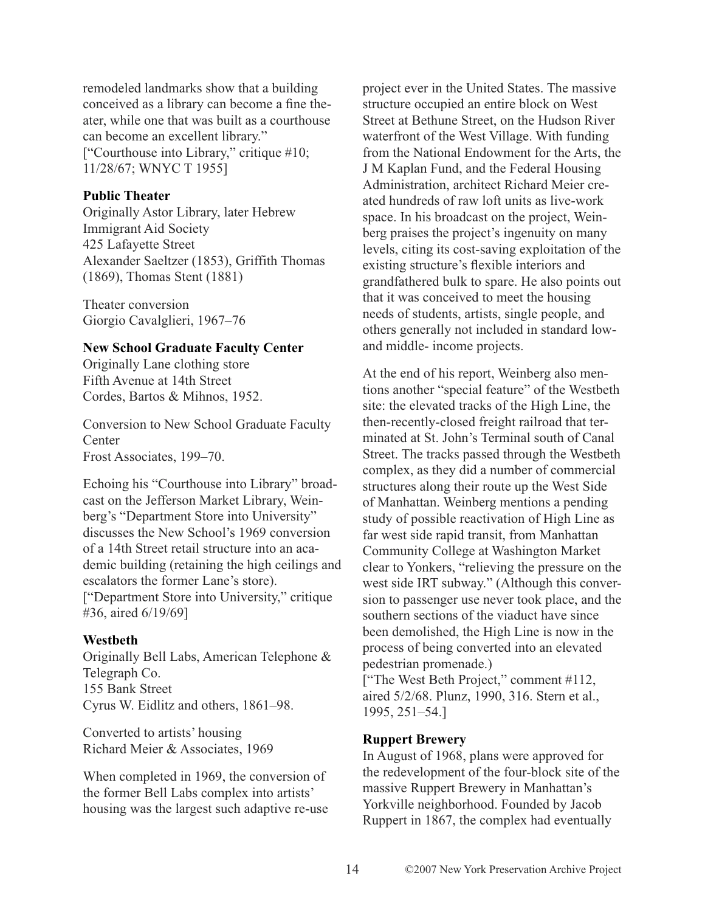remodeled landmarks show that a building conceived as a library can become a fine theater, while one that was built as a courthouse can become an excellent library."
["Courthouse into Library," critique #10; 11/28/67; WNYC T 1955]

**Public Theater**
Originally Astor Library, later Hebrew Immigrant Aid Society
425 Lafayette Street
Alexander Saeltzer (1853), Griffith Thomas (1869), Thomas Stent (1881)

Theater conversion
Giorgio Cavalglieri, 1967–76

**New School Graduate Faculty Center**
Originally Lane clothing store
Fifth Avenue at 14th Street
Cordes, Bartos & Mihnos, 1952.

Conversion to New School Graduate Faculty Center
Frost Associates, 199–70.

Echoing his "Courthouse into Library" broadcast on the Jefferson Market Library, Weinberg's "Department Store into University" discusses the New School's 1969 conversion of a 14th Street retail structure into an academic building (retaining the high ceilings and escalators the former Lane's store).
["Department Store into University," critique #36, aired 6/19/69]

**Westbeth**
Originally Bell Labs, American Telephone & Telegraph Co.
155 Bank Street
Cyrus W. Eidlitz and others, 1861–98.

Converted to artists' housing
Richard Meier & Associates, 1969

When completed in 1969, the conversion of the former Bell Labs complex into artists' housing was the largest such adaptive re-use project ever in the United States. The massive structure occupied an entire block on West Street at Bethune Street, on the Hudson River waterfront of the West Village. With funding from the National Endowment for the Arts, the J M Kaplan Fund, and the Federal Housing Administration, architect Richard Meier created hundreds of raw loft units as live-work space. In his broadcast on the project, Weinberg praises the project's ingenuity on many levels, citing its cost-saving exploitation of the existing structure's flexible interiors and grandfathered bulk to spare. He also points out that it was conceived to meet the housing needs of students, artists, single people, and others generally not included in standard low- and middle- income projects.

At the end of his report, Weinberg also mentions another "special feature" of the Westbeth site: the elevated tracks of the High Line, the then-recently-closed freight railroad that terminated at St. John's Terminal south of Canal Street. The tracks passed through the Westbeth complex, as they did a number of commercial structures along their route up the West Side of Manhattan. Weinberg mentions a pending study of possible reactivation of High Line as far west side rapid transit, from Manhattan Community College at Washington Market clear to Yonkers, "relieving the pressure on the west side IRT subway." (Although this conversion to passenger use never took place, and the southern sections of the viaduct have since been demolished, the High Line is now in the process of being converted into an elevated pedestrian promenade.)
["The West Beth Project," comment #112, aired 5/2/68. Plunz, 1990, 316. Stern et al., 1995, 251–54.]

**Ruppert Brewery**
In August of 1968, plans were approved for the redevelopment of the four-block site of the massive Ruppert Brewery in Manhattan's Yorkville neighborhood. Founded by Jacob Ruppert in 1867, the complex had eventually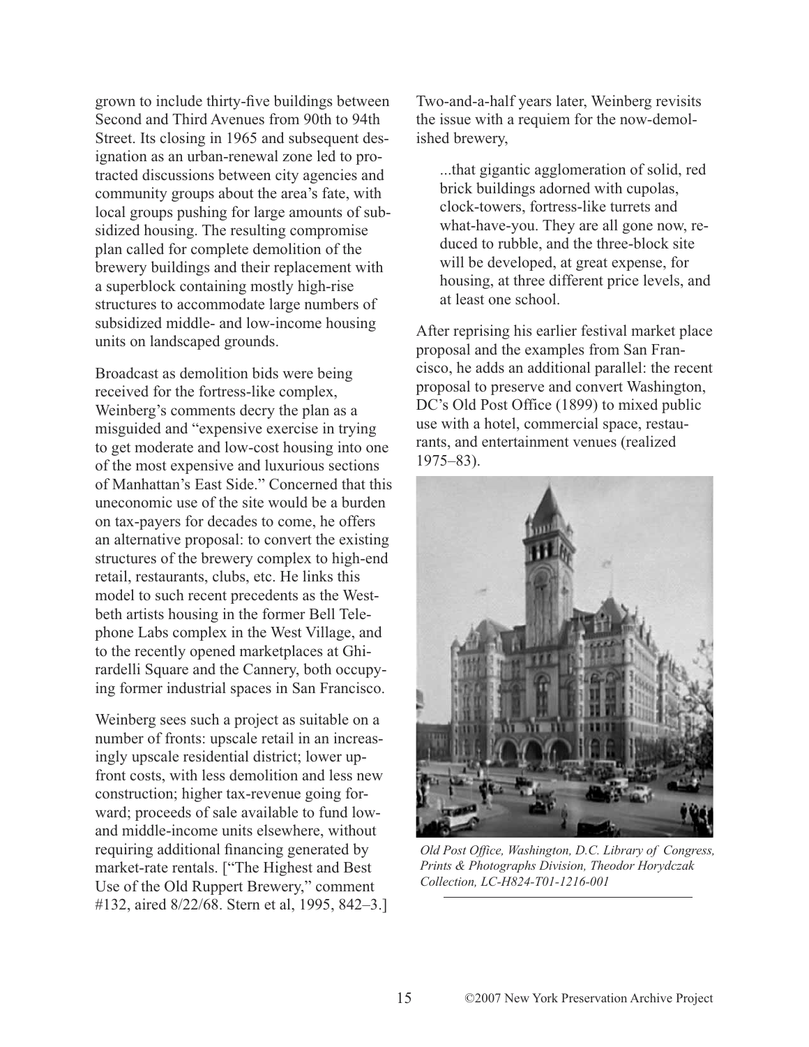grown to include thirty-five buildings between Second and Third Avenues from 90th to 94th Street. Its closing in 1965 and subsequent designation as an urban-renewal zone led to protracted discussions between city agencies and community groups about the area's fate, with local groups pushing for large amounts of subsidized housing. The resulting compromise plan called for complete demolition of the brewery buildings and their replacement with a superblock containing mostly high-rise structures to accommodate large numbers of subsidized middle- and low-income housing units on landscaped grounds.

Broadcast as demolition bids were being received for the fortress-like complex, Weinberg's comments decry the plan as a misguided and "expensive exercise in trying to get moderate and low-cost housing into one of the most expensive and luxurious sections of Manhattan's East Side." Concerned that this uneconomic use of the site would be a burden on tax-payers for decades to come, he offers an alternative proposal: to convert the existing structures of the brewery complex to high-end retail, restaurants, clubs, etc. He links this model to such recent precedents as the Westbeth artists housing in the former Bell Telephone Labs complex in the West Village, and to the recently opened marketplaces at Ghirardelli Square and the Cannery, both occupying former industrial spaces in San Francisco.

Weinberg sees such a project as suitable on a number of fronts: upscale retail in an increasingly upscale residential district; lower upfront costs, with less demolition and less new construction; higher tax-revenue going forward; proceeds of sale available to fund low- and middle-income units elsewhere, without requiring additional financing generated by market-rate rentals. ["The Highest and Best Use of the Old Ruppert Brewery," comment #132, aired 8/22/68. Stern et al, 1995, 842–3.]

Two-and-a-half years later, Weinberg revisits the issue with a requiem for the now-demolished brewery,

> ...that gigantic agglomeration of solid, red brick buildings adorned with cupolas, clock-towers, fortress-like turrets and what-have-you. They are all gone now, reduced to rubble, and the three-block site will be developed, at great expense, for housing, at three different price levels, and at least one school.

After reprising his earlier festival market place proposal and the examples from San Francisco, he adds an additional parallel: the recent proposal to preserve and convert Washington, DC's Old Post Office (1899) to mixed public use with a hotel, commercial space, restaurants, and entertainment venues (realized 1975–83).

*Old Post Office, Washington, D.C. Library of Congress, Prints & Photographs Division, Theodor Horydczak Collection, LC-H824-T01-1216-001*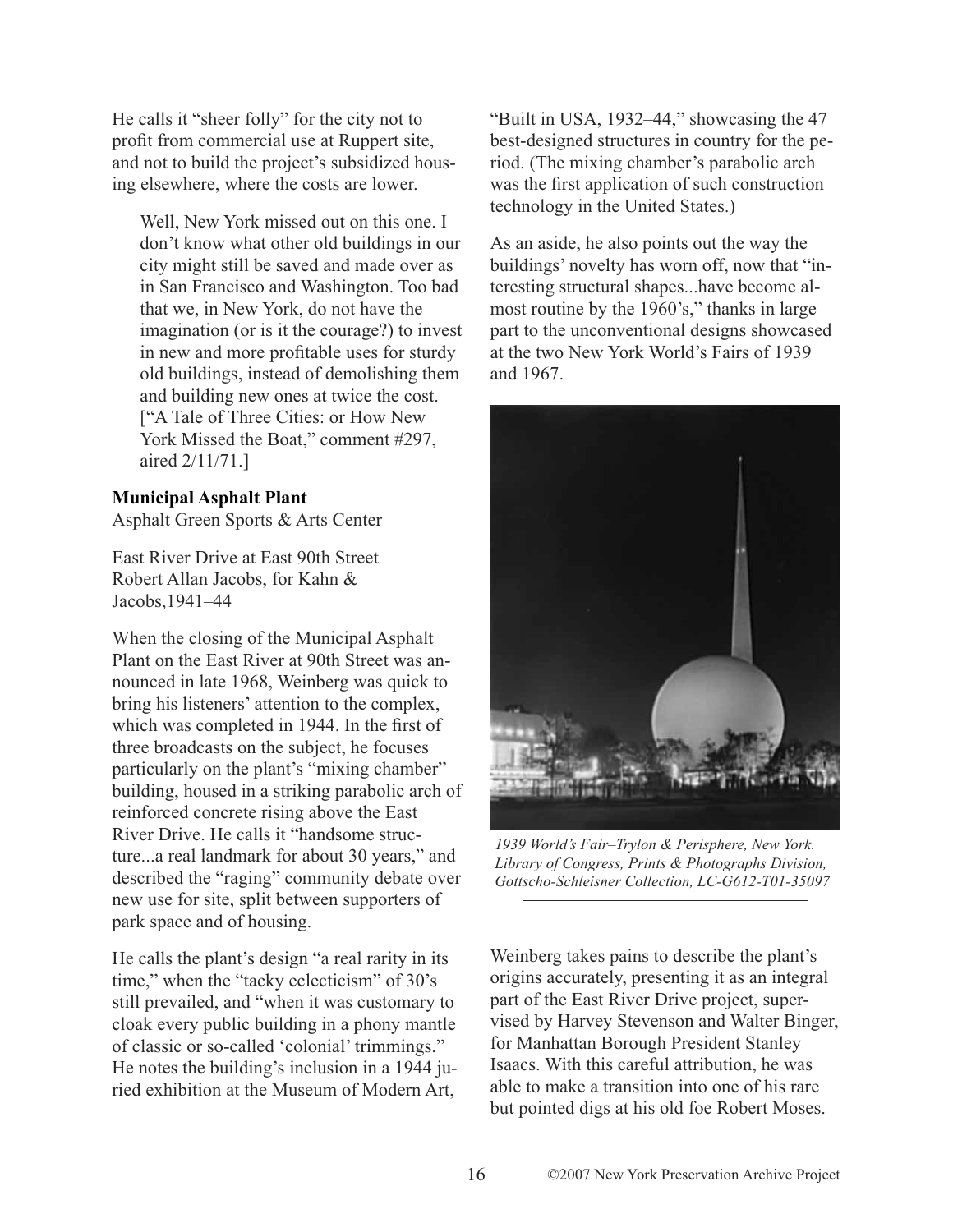He calls it "sheer folly" for the city not to profit from commercial use at Ruppert site, and not to build the project's subsidized housing elsewhere, where the costs are lower.

> Well, New York missed out on this one. I don't know what other old buildings in our city might still be saved and made over as in San Francisco and Washington. Too bad that we, in New York, do not have the imagination (or is it the courage?) to invest in new and more profitable uses for sturdy old buildings, instead of demolishing them and building new ones at twice the cost. ["A Tale of Three Cities: or How New York Missed the Boat," comment #297, aired 2/11/71.]

**Municipal Asphalt Plant**
Asphalt Green Sports & Arts Center

East River Drive at East 90th Street
Robert Allan Jacobs, for Kahn & Jacobs, 1941–44

When the closing of the Municipal Asphalt Plant on the East River at 90th Street was announced in late 1968, Weinberg was quick to bring his listeners' attention to the complex, which was completed in 1944. In the first of three broadcasts on the subject, he focuses particularly on the plant's "mixing chamber" building, housed in a striking parabolic arch of reinforced concrete rising above the East River Drive. He calls it "handsome structure...a real landmark for about 30 years," and described the "raging" community debate over new use for site, split between supporters of park space and of housing.

He calls the plant's design "a real rarity in its time," when the "tacky eclecticism" of 30's still prevailed, and "when it was customary to cloak every public building in a phony mantle of classic or so-called 'colonial' trimmings." He notes the building's inclusion in a 1944 juried exhibition at the Museum of Modern Art, "Built in USA, 1932–44," showcasing the 47 best-designed structures in country for the period. (The mixing chamber's parabolic arch was the first application of such construction technology in the United States.)

As an aside, he also points out the way the buildings' novelty has worn off, now that "interesting structural shapes...have become almost routine by the 1960's," thanks in large part to the unconventional designs showcased at the two New York World's Fairs of 1939 and 1967.

*1939 World's Fair–Trylon & Perisphere, New York. Library of Congress, Prints & Photographs Division, Gottscho-Schleisner Collection, LC-G612-T01-35097*

Weinberg takes pains to describe the plant's origins accurately, presenting it as an integral part of the East River Drive project, supervised by Harvey Stevenson and Walter Binger, for Manhattan Borough President Stanley Isaacs. With this careful attribution, he was able to make a transition into one of his rare but pointed digs at his old foe Robert Moses.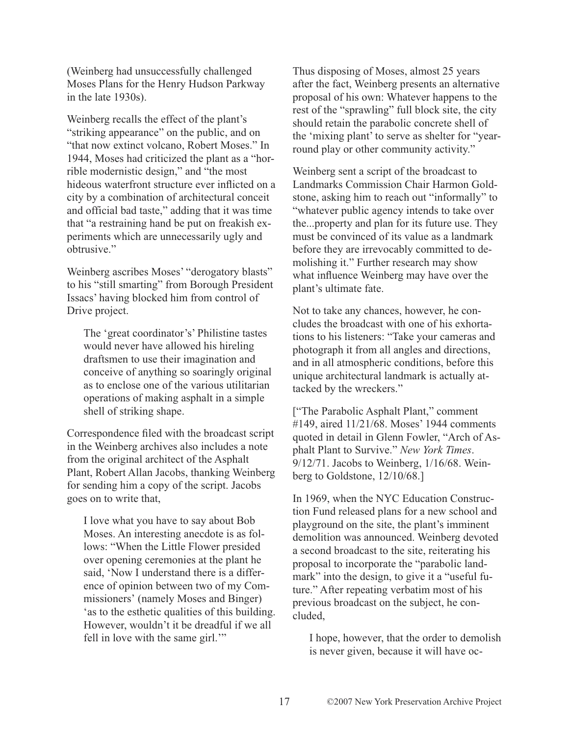(Weinberg had unsuccessfully challenged Moses Plans for the Henry Hudson Parkway in the late 1930s).

Weinberg recalls the effect of the plant's "striking appearance" on the public, and on "that now extinct volcano, Robert Moses." In 1944, Moses had criticized the plant as a "horrible modernistic design," and "the most hideous waterfront structure ever inflicted on a city by a combination of architectural conceit and official bad taste," adding that it was time that "a restraining hand be put on freakish experiments which are unnecessarily ugly and obtrusive."

Weinberg ascribes Moses' "derogatory blasts" to his "still smarting" from Borough President Issacs' having blocked him from control of Drive project.

> The 'great coordinator's' Philistine tastes would never have allowed his hireling draftsmen to use their imagination and conceive of anything so soaringly original as to enclose one of the various utilitarian operations of making asphalt in a simple shell of striking shape.

Correspondence filed with the broadcast script in the Weinberg archives also includes a note from the original architect of the Asphalt Plant, Robert Allan Jacobs, thanking Weinberg for sending him a copy of the script. Jacobs goes on to write that,

> I love what you have to say about Bob Moses. An interesting anecdote is as follows: "When the Little Flower presided over opening ceremonies at the plant he said, 'Now I understand there is a difference of opinion between two of my Commissioners' (namely Moses and Binger) 'as to the esthetic qualities of this building. However, wouldn't it be dreadful if we all fell in love with the same girl.'"

Thus disposing of Moses, almost 25 years after the fact, Weinberg presents an alternative proposal of his own: Whatever happens to the rest of the "sprawling" full block site, the city should retain the parabolic concrete shell of the 'mixing plant' to serve as shelter for "year-round play or other community activity."

Weinberg sent a script of the broadcast to Landmarks Commission Chair Harmon Goldstone, asking him to reach out "informally" to "whatever public agency intends to take over the...property and plan for its future use. They must be convinced of its value as a landmark before they are irrevocably committed to demolishing it." Further research may show what influence Weinberg may have over the plant's ultimate fate.

Not to take any chances, however, he concludes the broadcast with one of his exhortations to his listeners: "Take your cameras and photograph it from all angles and directions, and in all atmospheric conditions, before this unique architectural landmark is actually attacked by the wreckers."

["The Parabolic Asphalt Plant," comment #149, aired 11/21/68. Moses' 1944 comments quoted in detail in Glenn Fowler, "Arch of Asphalt Plant to Survive." *New York Times*. 9/12/71. Jacobs to Weinberg, 1/16/68. Weinberg to Goldstone, 12/10/68.]

In 1969, when the NYC Education Construction Fund released plans for a new school and playground on the site, the plant's imminent demolition was announced. Weinberg devoted a second broadcast to the site, reiterating his proposal to incorporate the "parabolic landmark" into the design, to give it a "useful future." After repeating verbatim most of his previous broadcast on the subject, he concluded,

> I hope, however, that the order to demolish is never given, because it will have oc-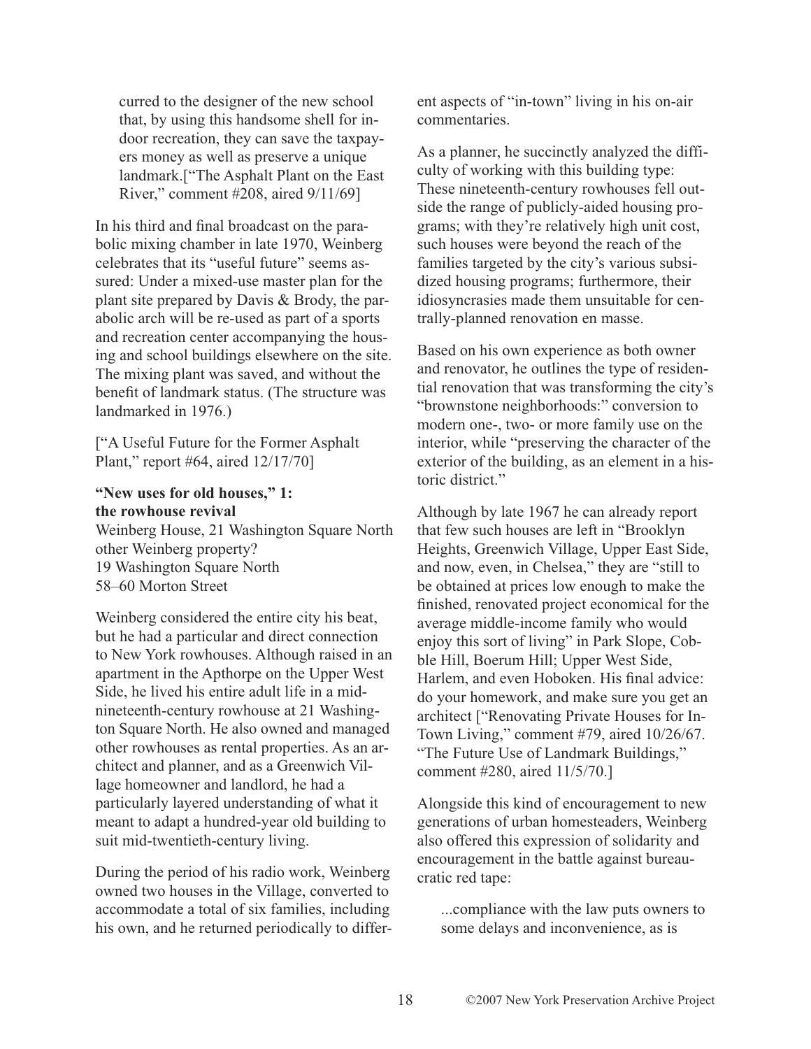> curred to the designer of the new school that, by using this handsome shell for indoor recreation, they can save the taxpayers money as well as preserve a unique landmark.["The Asphalt Plant on the East River," comment #208, aired 9/11/69]

In his third and final broadcast on the parabolic mixing chamber in late 1970, Weinberg celebrates that its "useful future" seems assured: Under a mixed-use master plan for the plant site prepared by Davis & Brody, the parabolic arch will be re-used as part of a sports and recreation center accompanying the housing and school buildings elsewhere on the site. The mixing plant was saved, and without the benefit of landmark status. (The structure was landmarked in 1976.)

["A Useful Future for the Former Asphalt Plant," report #64, aired 12/17/70]

**"New uses for old houses," 1: the rowhouse revival**

Weinberg House, 21 Washington Square North
other Weinberg property?
19 Washington Square North
58–60 Morton Street

Weinberg considered the entire city his beat, but he had a particular and direct connection to New York rowhouses. Although raised in an apartment in the Apthorpe on the Upper West Side, he lived his entire adult life in a mid-nineteenth-century rowhouse at 21 Washington Square North. He also owned and managed other rowhouses as rental properties. As an architect and planner, and as a Greenwich Village homeowner and landlord, he had a particularly layered understanding of what it meant to adapt a hundred-year old building to suit mid-twentieth-century living.

During the period of his radio work, Weinberg owned two houses in the Village, converted to accommodate a total of six families, including his own, and he returned periodically to different aspects of "in-town" living in his on-air commentaries.

As a planner, he succinctly analyzed the difficulty of working with this building type: These nineteenth-century rowhouses fell outside the range of publicly-aided housing programs; with they're relatively high unit cost, such houses were beyond the reach of the families targeted by the city's various subsidized housing programs; furthermore, their idiosyncrasies made them unsuitable for centrally-planned renovation en masse.

Based on his own experience as both owner and renovator, he outlines the type of residential renovation that was transforming the city's "brownstone neighborhoods:" conversion to modern one-, two- or more family use on the interior, while "preserving the character of the exterior of the building, as an element in a historic district."

Although by late 1967 he can already report that few such houses are left in "Brooklyn Heights, Greenwich Village, Upper East Side, and now, even, in Chelsea," they are "still to be obtained at prices low enough to make the finished, renovated project economical for the average middle-income family who would enjoy this sort of living" in Park Slope, Cobble Hill, Boerum Hill; Upper West Side, Harlem, and even Hoboken. His final advice: do your homework, and make sure you get an architect ["Renovating Private Houses for In-Town Living," comment #79, aired 10/26/67. "The Future Use of Landmark Buildings," comment #280, aired 11/5/70.]

Alongside this kind of encouragement to new generations of urban homesteaders, Weinberg also offered this expression of solidarity and encouragement in the battle against bureaucratic red tape:

> ...compliance with the law puts owners to some delays and inconvenience, as is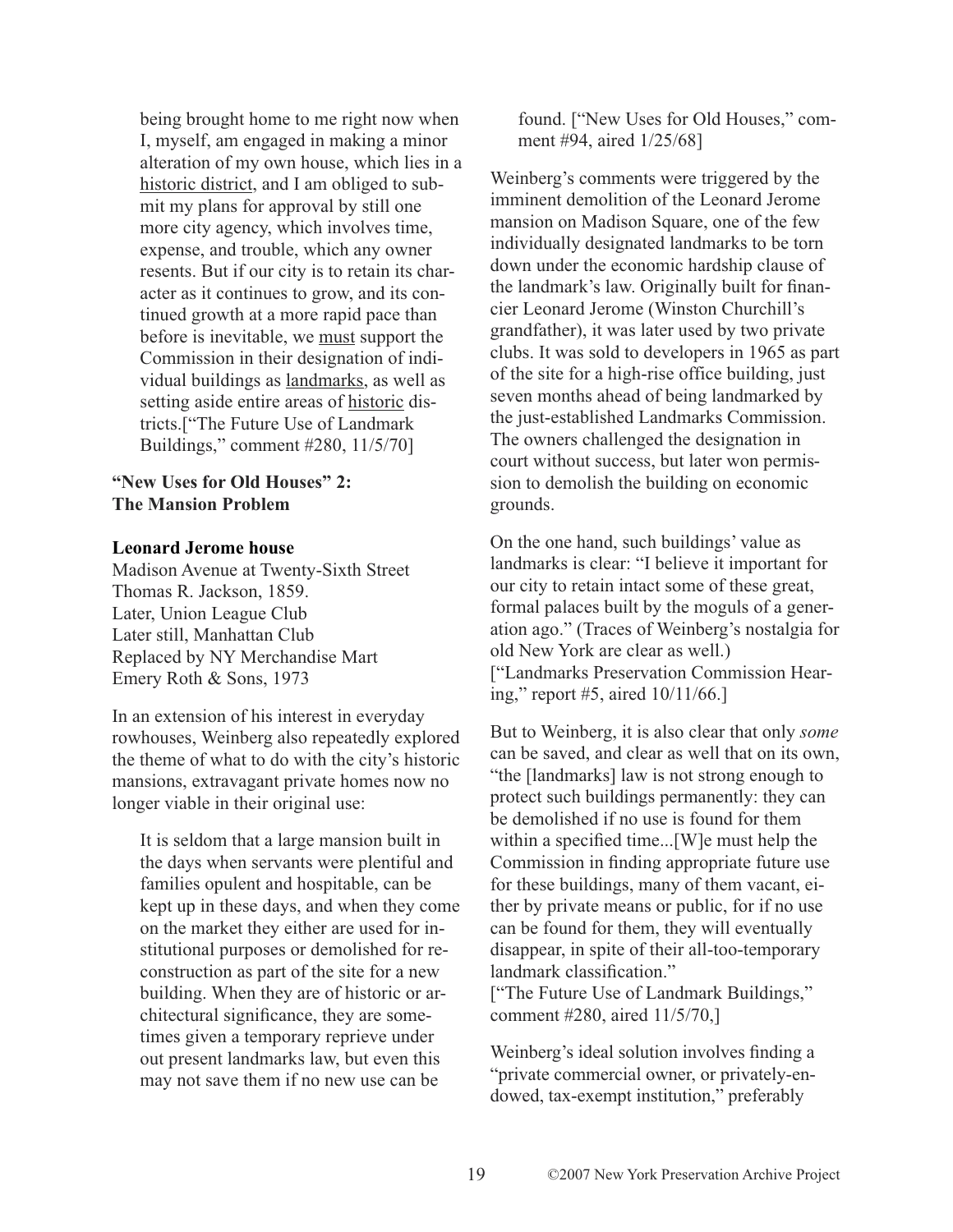being brought home to me right now when I, myself, am engaged in making a minor alteration of my own house, which lies in a <u>historic district</u>, and I am obliged to submit my plans for approval by still one more city agency, which involves time, expense, and trouble, which any owner resents. But if our city is to retain its character as it continues to grow, and its continued growth at a more rapid pace than before is inevitable, we <u>must</u> support the Commission in their designation of individual buildings as <u>landmarks</u>, as well as setting aside entire areas of <u>historic</u> districts.["The Future Use of Landmark Buildings," comment #280, 11/5/70]

**"New Uses for Old Houses" 2: The Mansion Problem**

**Leonard Jerome house**
Madison Avenue at Twenty-Sixth Street
Thomas R. Jackson, 1859.
Later, Union League Club
Later still, Manhattan Club
Replaced by NY Merchandise Mart
Emery Roth & Sons, 1973

In an extension of his interest in everyday rowhouses, Weinberg also repeatedly explored the theme of what to do with the city's historic mansions, extravagant private homes now no longer viable in their original use:

> It is seldom that a large mansion built in the days when servants were plentiful and families opulent and hospitable, can be kept up in these days, and when they come on the market they either are used for institutional purposes or demolished for reconstruction as part of the site for a new building. When they are of historic or architectural significance, they are sometimes given a temporary reprieve under out present landmarks law, but even this may not save them if no new use can be found. ["New Uses for Old Houses," comment #94, aired 1/25/68]

Weinberg's comments were triggered by the imminent demolition of the Leonard Jerome mansion on Madison Square, one of the few individually designated landmarks to be torn down under the economic hardship clause of the landmark's law. Originally built for financier Leonard Jerome (Winston Churchill's grandfather), it was later used by two private clubs. It was sold to developers in 1965 as part of the site for a high-rise office building, just seven months ahead of being landmarked by the just-established Landmarks Commission. The owners challenged the designation in court without success, but later won permission to demolish the building on economic grounds.

On the one hand, such buildings' value as landmarks is clear: "I believe it important for our city to retain intact some of these great, formal palaces built by the moguls of a generation ago." (Traces of Weinberg's nostalgia for old New York are clear as well.) ["Landmarks Preservation Commission Hearing," report #5, aired 10/11/66.]

But to Weinberg, it is also clear that only *some* can be saved, and clear as well that on its own, "the [landmarks] law is not strong enough to protect such buildings permanently: they can be demolished if no use is found for them within a specified time...[W]e must help the Commission in finding appropriate future use for these buildings, many of them vacant, either by private means or public, for if no use can be found for them, they will eventually disappear, in spite of their all-too-temporary landmark classification." ["The Future Use of Landmark Buildings," comment #280, aired 11/5/70,]

Weinberg's ideal solution involves finding a "private commercial owner, or privately-endowed, tax-exempt institution," preferably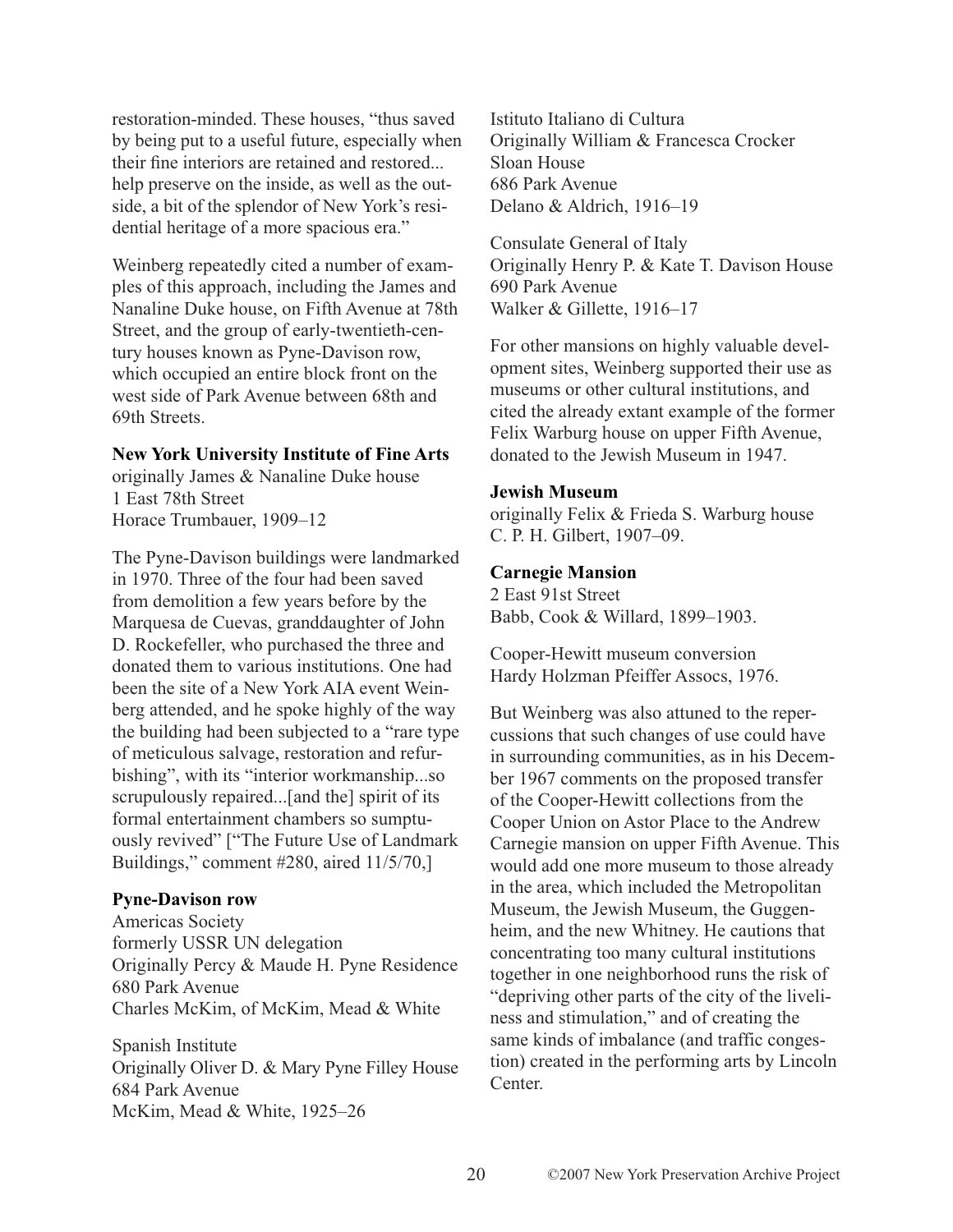restoration-minded. These houses, "thus saved by being put to a useful future, especially when their fine interiors are retained and restored... help preserve on the inside, as well as the outside, a bit of the splendor of New York's residential heritage of a more spacious era."

Weinberg repeatedly cited a number of examples of this approach, including the James and Nanaline Duke house, on Fifth Avenue at 78th Street, and the group of early-twentieth-century houses known as Pyne-Davison row, which occupied an entire block front on the west side of Park Avenue between 68th and 69th Streets.

**New York University Institute of Fine Arts**
originally James & Nanaline Duke house
1 East 78th Street
Horace Trumbauer, 1909–12

The Pyne-Davison buildings were landmarked in 1970. Three of the four had been saved from demolition a few years before by the Marquesa de Cuevas, granddaughter of John D. Rockefeller, who purchased the three and donated them to various institutions. One had been the site of a New York AIA event Weinberg attended, and he spoke highly of the way the building had been subjected to a "rare type of meticulous salvage, restoration and refurbishing", with its "interior workmanship...so scrupulously repaired...[and the] spirit of its formal entertainment chambers so sumptuously revived" ["The Future Use of Landmark Buildings," comment #280, aired 11/5/70,]

**Pyne-Davison row**
Americas Society
formerly USSR UN delegation
Originally Percy & Maude H. Pyne Residence
680 Park Avenue
Charles McKim, of McKim, Mead & White

Spanish Institute
Originally Oliver D. & Mary Pyne Filley House
684 Park Avenue
McKim, Mead & White, 1925–26

Istituto Italiano di Cultura
Originally William & Francesca Crocker Sloan House
686 Park Avenue
Delano & Aldrich, 1916–19

Consulate General of Italy
Originally Henry P. & Kate T. Davison House
690 Park Avenue
Walker & Gillette, 1916–17

For other mansions on highly valuable development sites, Weinberg supported their use as museums or other cultural institutions, and cited the already extant example of the former Felix Warburg house on upper Fifth Avenue, donated to the Jewish Museum in 1947.

**Jewish Museum**
originally Felix & Frieda S. Warburg house
C. P. H. Gilbert, 1907–09.

**Carnegie Mansion**
2 East 91st Street
Babb, Cook & Willard, 1899–1903.

Cooper-Hewitt museum conversion
Hardy Holzman Pfeiffer Assocs, 1976.

But Weinberg was also attuned to the repercussions that such changes of use could have in surrounding communities, as in his December 1967 comments on the proposed transfer of the Cooper-Hewitt collections from the Cooper Union on Astor Place to the Andrew Carnegie mansion on upper Fifth Avenue. This would add one more museum to those already in the area, which included the Metropolitan Museum, the Jewish Museum, the Guggenheim, and the new Whitney. He cautions that concentrating too many cultural institutions together in one neighborhood runs the risk of "depriving other parts of the city of the liveliness and stimulation," and of creating the same kinds of imbalance (and traffic congestion) created in the performing arts by Lincoln Center.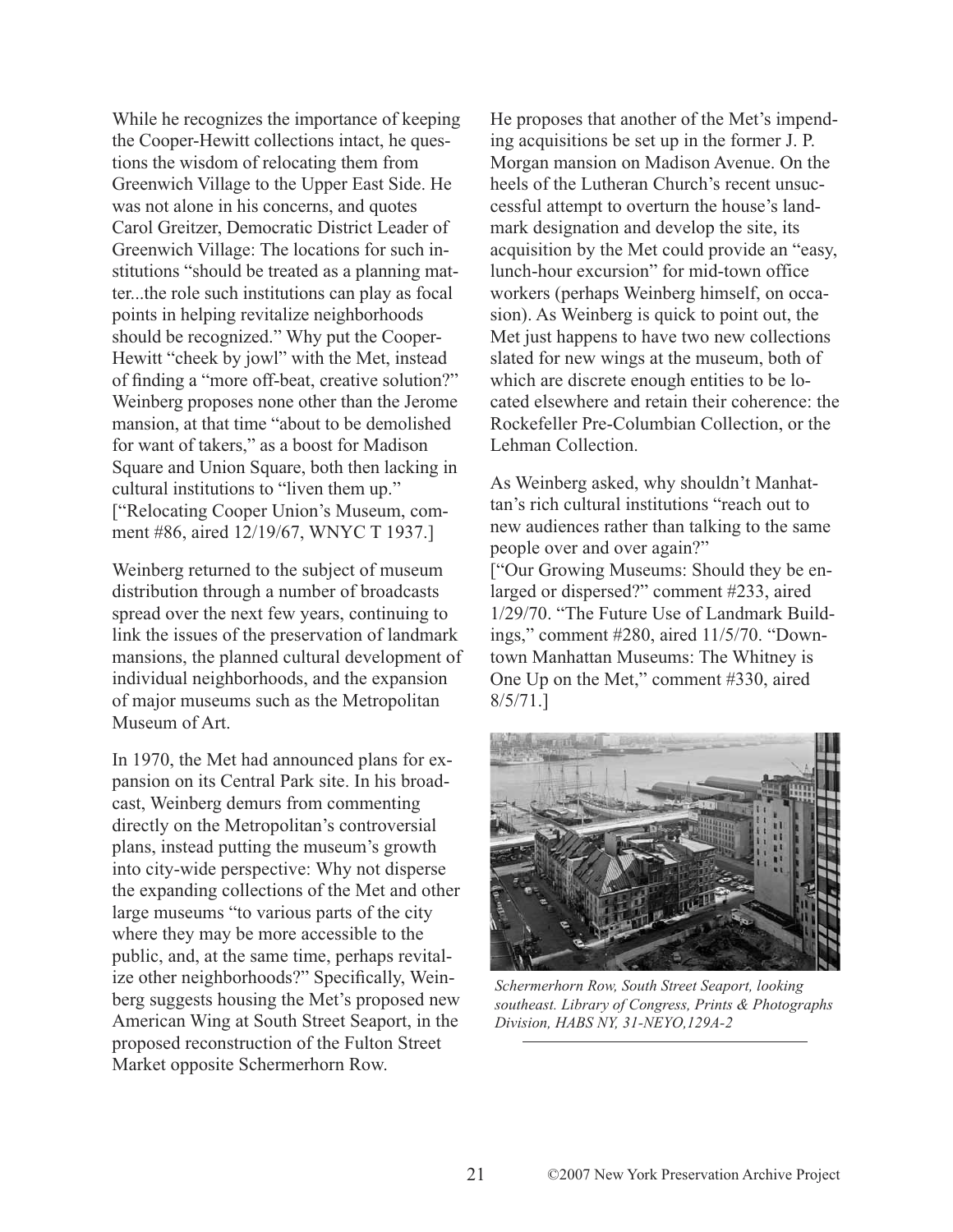While he recognizes the importance of keeping the Cooper-Hewitt collections intact, he questions the wisdom of relocating them from Greenwich Village to the Upper East Side. He was not alone in his concerns, and quotes Carol Greitzer, Democratic District Leader of Greenwich Village: The locations for such institutions "should be treated as a planning matter...the role such institutions can play as focal points in helping revitalize neighborhoods should be recognized." Why put the Cooper-Hewitt "cheek by jowl" with the Met, instead of finding a "more off-beat, creative solution?" Weinberg proposes none other than the Jerome mansion, at that time "about to be demolished for want of takers," as a boost for Madison Square and Union Square, both then lacking in cultural institutions to "liven them up." ["Relocating Cooper Union's Museum, comment #86, aired 12/19/67, WNYC T 1937.]

Weinberg returned to the subject of museum distribution through a number of broadcasts spread over the next few years, continuing to link the issues of the preservation of landmark mansions, the planned cultural development of individual neighborhoods, and the expansion of major museums such as the Metropolitan Museum of Art.

In 1970, the Met had announced plans for expansion on its Central Park site. In his broadcast, Weinberg demurs from commenting directly on the Metropolitan's controversial plans, instead putting the museum's growth into city-wide perspective: Why not disperse the expanding collections of the Met and other large museums "to various parts of the city where they may be more accessible to the public, and, at the same time, perhaps revitalize other neighborhoods?" Specifically, Weinberg suggests housing the Met's proposed new American Wing at South Street Seaport, in the proposed reconstruction of the Fulton Street Market opposite Schermerhorn Row.

He proposes that another of the Met's impending acquisitions be set up in the former J. P. Morgan mansion on Madison Avenue. On the heels of the Lutheran Church's recent unsuccessful attempt to overturn the house's landmark designation and develop the site, its acquisition by the Met could provide an "easy, lunch-hour excursion" for mid-town office workers (perhaps Weinberg himself, on occasion). As Weinberg is quick to point out, the Met just happens to have two new collections slated for new wings at the museum, both of which are discrete enough entities to be located elsewhere and retain their coherence: the Rockefeller Pre-Columbian Collection, or the Lehman Collection.

As Weinberg asked, why shouldn't Manhattan's rich cultural institutions "reach out to new audiences rather than talking to the same people over and over again?"
["Our Growing Museums: Should they be enlarged or dispersed?" comment #233, aired 1/29/70. "The Future Use of Landmark Buildings," comment #280, aired 11/5/70. "Downtown Manhattan Museums: The Whitney is One Up on the Met," comment #330, aired 8/5/71.]

*Schermerhorn Row, South Street Seaport, looking southeast. Library of Congress, Prints & Photographs Division, HABS NY, 31-NEYO,129A-2*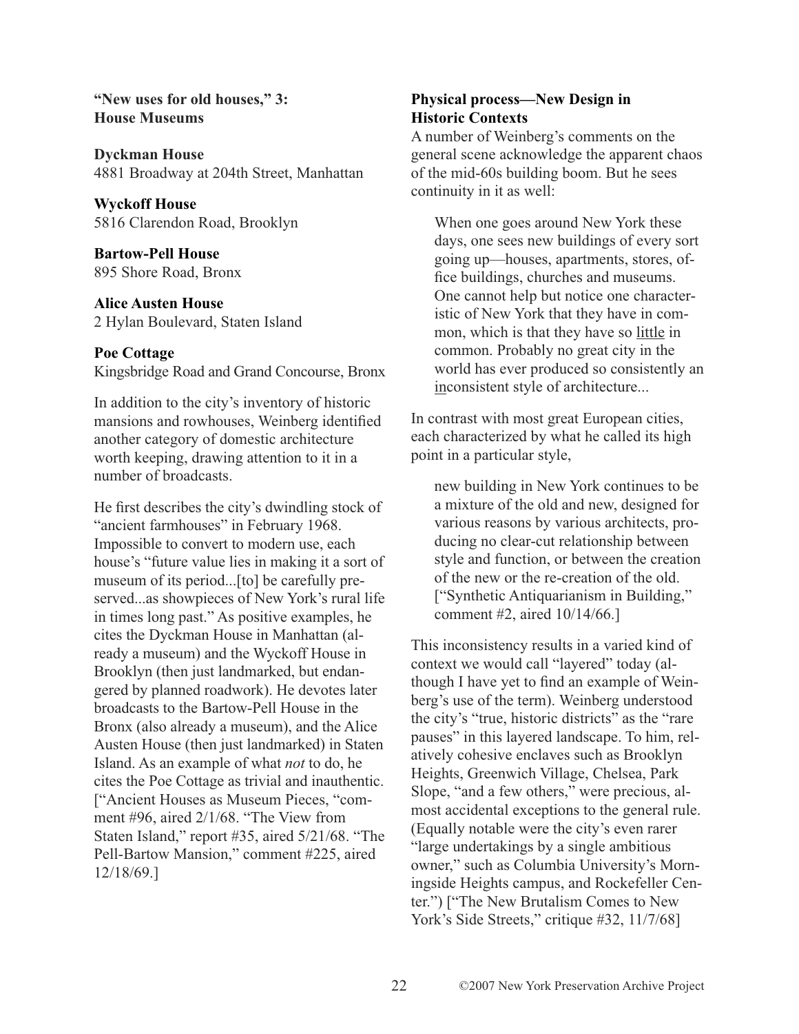**"New uses for old houses," 3: House Museums**

**Dyckman House**
4881 Broadway at 204th Street, Manhattan

**Wyckoff House**
5816 Clarendon Road, Brooklyn

**Bartow-Pell House**
895 Shore Road, Bronx

**Alice Austen House**
2 Hylan Boulevard, Staten Island

**Poe Cottage**
Kingsbridge Road and Grand Concourse, Bronx

In addition to the city's inventory of historic mansions and rowhouses, Weinberg identified another category of domestic architecture worth keeping, drawing attention to it in a number of broadcasts.

He first describes the city's dwindling stock of "ancient farmhouses" in February 1968. Impossible to convert to modern use, each house's "future value lies in making it a sort of museum of its period...[to] be carefully preserved...as showpieces of New York's rural life in times long past." As positive examples, he cites the Dyckman House in Manhattan (already a museum) and the Wyckoff House in Brooklyn (then just landmarked, but endangered by planned roadwork). He devotes later broadcasts to the Bartow-Pell House in the Bronx (also already a museum), and the Alice Austen House (then just landmarked) in Staten Island. As an example of what *not* to do, he cites the Poe Cottage as trivial and inauthentic. ["Ancient Houses as Museum Pieces, "comment #96, aired 2/1/68. "The View from Staten Island," report #35, aired 5/21/68. "The Pell-Bartow Mansion," comment #225, aired 12/18/69.]

**Physical process—New Design in Historic Contexts**

A number of Weinberg's comments on the general scene acknowledge the apparent chaos of the mid-60s building boom. But he sees continuity in it as well:

> When one goes around New York these days, one sees new buildings of every sort going up—houses, apartments, stores, office buildings, churches and museums. One cannot help but notice one characteristic of New York that they have in common, which is that they have so little in common. Probably no great city in the world has ever produced so consistently an inconsistent style of architecture...

In contrast with most great European cities, each characterized by what he called its high point in a particular style,

> new building in New York continues to be a mixture of the old and new, designed for various reasons by various architects, producing no clear-cut relationship between style and function, or between the creation of the new or the re-creation of the old. ["Synthetic Antiquarianism in Building," comment #2, aired 10/14/66.]

This inconsistency results in a varied kind of context we would call "layered" today (although I have yet to find an example of Weinberg's use of the term). Weinberg understood the city's "true, historic districts" as the "rare pauses" in this layered landscape. To him, relatively cohesive enclaves such as Brooklyn Heights, Greenwich Village, Chelsea, Park Slope, "and a few others," were precious, almost accidental exceptions to the general rule. (Equally notable were the city's even rarer "large undertakings by a single ambitious owner," such as Columbia University's Morningside Heights campus, and Rockefeller Center.") ["The New Brutalism Comes to New York's Side Streets," critique #32, 11/7/68]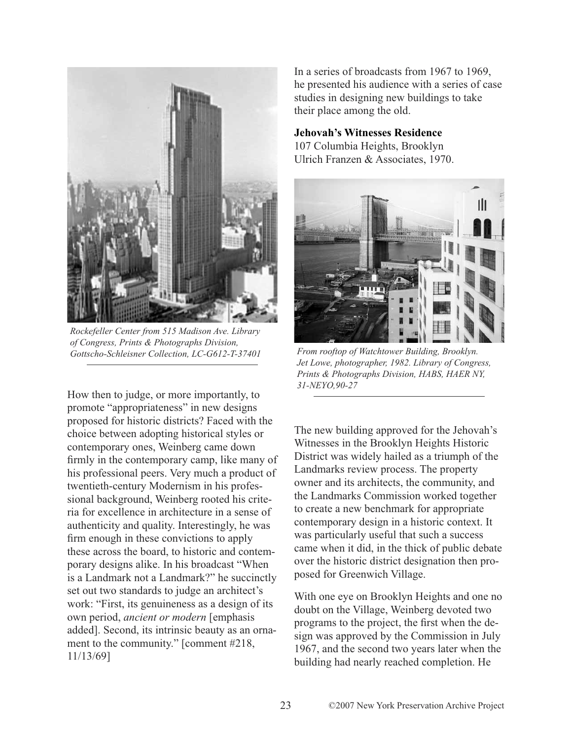*Rockefeller Center from 515 Madison Ave. Library of Congress, Prints & Photographs Division, Gottscho-Schleisner Collection, LC-G612-T-37401*

How then to judge, or more importantly, to promote "appropriateness" in new designs proposed for historic districts? Faced with the choice between adopting historical styles or contemporary ones, Weinberg came down firmly in the contemporary camp, like many of his professional peers. Very much a product of twentieth-century Modernism in his professional background, Weinberg rooted his criteria for excellence in architecture in a sense of authenticity and quality. Interestingly, he was firm enough in these convictions to apply these across the board, to historic and contemporary designs alike. In his broadcast "When is a Landmark not a Landmark?" he succinctly set out two standards to judge an architect's work: "First, its genuineness as a design of its own period, *ancient or modern* [emphasis added]. Second, its intrinsic beauty as an ornament to the community." [comment #218, 11/13/69]

In a series of broadcasts from 1967 to 1969, he presented his audience with a series of case studies in designing new buildings to take their place among the old.

**Jehovah's Witnesses Residence**
107 Columbia Heights, Brooklyn
Ulrich Franzen & Associates, 1970.

*From rooftop of Watchtower Building, Brooklyn. Jet Lowe, photographer, 1982. Library of Congress, Prints & Photographs Division, HABS, HAER NY, 31-NEYO,90-27*

The new building approved for the Jehovah's Witnesses in the Brooklyn Heights Historic District was widely hailed as a triumph of the Landmarks review process. The property owner and its architects, the community, and the Landmarks Commission worked together to create a new benchmark for appropriate contemporary design in a historic context. It was particularly useful that such a success came when it did, in the thick of public debate over the historic district designation then proposed for Greenwich Village.

With one eye on Brooklyn Heights and one no doubt on the Village, Weinberg devoted two programs to the project, the first when the design was approved by the Commission in July 1967, and the second two years later when the building had nearly reached completion. He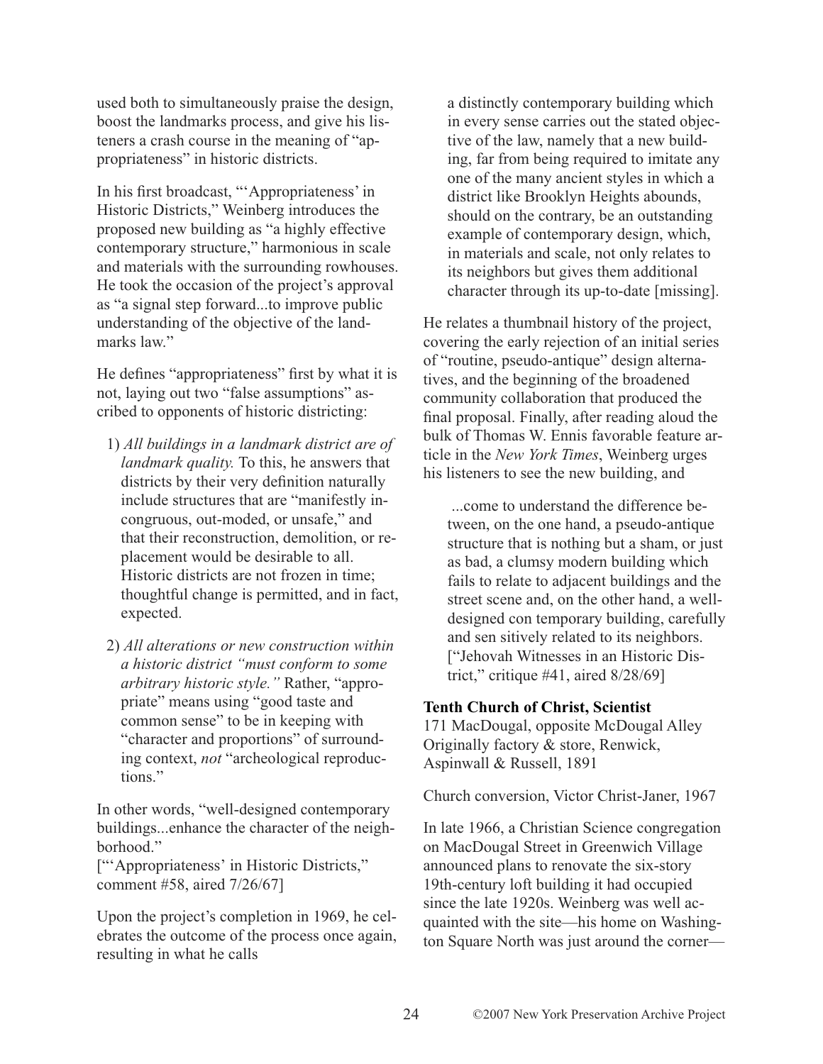used both to simultaneously praise the design, boost the landmarks process, and give his listeners a crash course in the meaning of "appropriateness" in historic districts.

In his first broadcast, "'Appropriateness' in Historic Districts," Weinberg introduces the proposed new building as "a highly effective contemporary structure," harmonious in scale and materials with the surrounding rowhouses. He took the occasion of the project's approval as "a signal step forward...to improve public understanding of the objective of the landmarks law."

He defines "appropriateness" first by what it is not, laying out two "false assumptions" ascribed to opponents of historic districting:

1) *All buildings in a landmark district are of landmark quality.* To this, he answers that districts by their very definition naturally include structures that are "manifestly incongruous, out-moded, or unsafe," and that their reconstruction, demolition, or replacement would be desirable to all. Historic districts are not frozen in time; thoughtful change is permitted, and in fact, expected.

2) *All alterations or new construction within a historic district "must conform to some arbitrary historic style."* Rather, "appropriate" means using "good taste and common sense" to be in keeping with "character and proportions" of surrounding context, *not* "archeological reproductions."

In other words, "well-designed contemporary buildings...enhance the character of the neighborhood."
["'Appropriateness' in Historic Districts," comment #58, aired 7/26/67]

Upon the project's completion in 1969, he celebrates the outcome of the process once again, resulting in what he calls

> a distinctly contemporary building which in every sense carries out the stated objective of the law, namely that a new building, far from being required to imitate any one of the many ancient styles in which a district like Brooklyn Heights abounds, should on the contrary, be an outstanding example of contemporary design, which, in materials and scale, not only relates to its neighbors but gives them additional character through its up-to-date [missing].

He relates a thumbnail history of the project, covering the early rejection of an initial series of "routine, pseudo-antique" design alternatives, and the beginning of the broadened community collaboration that produced the final proposal. Finally, after reading aloud the bulk of Thomas W. Ennis favorable feature article in the *New York Times*, Weinberg urges his listeners to see the new building, and

> ...come to understand the difference between, on the one hand, a pseudo-antique structure that is nothing but a sham, or just as bad, a clumsy modern building which fails to relate to adjacent buildings and the street scene and, on the other hand, a well-designed con temporary building, carefully and sen sitively related to its neighbors. ["Jehovah Witnesses in an Historic District," critique #41, aired 8/28/69]

**Tenth Church of Christ, Scientist**
171 MacDougal, opposite McDougal Alley
Originally factory & store, Renwick, Aspinwall & Russell, 1891

Church conversion, Victor Christ-Janer, 1967

In late 1966, a Christian Science congregation on MacDougal Street in Greenwich Village announced plans to renovate the six-story 19th-century loft building it had occupied since the late 1920s. Weinberg was well acquainted with the site—his home on Washington Square North was just around the corner—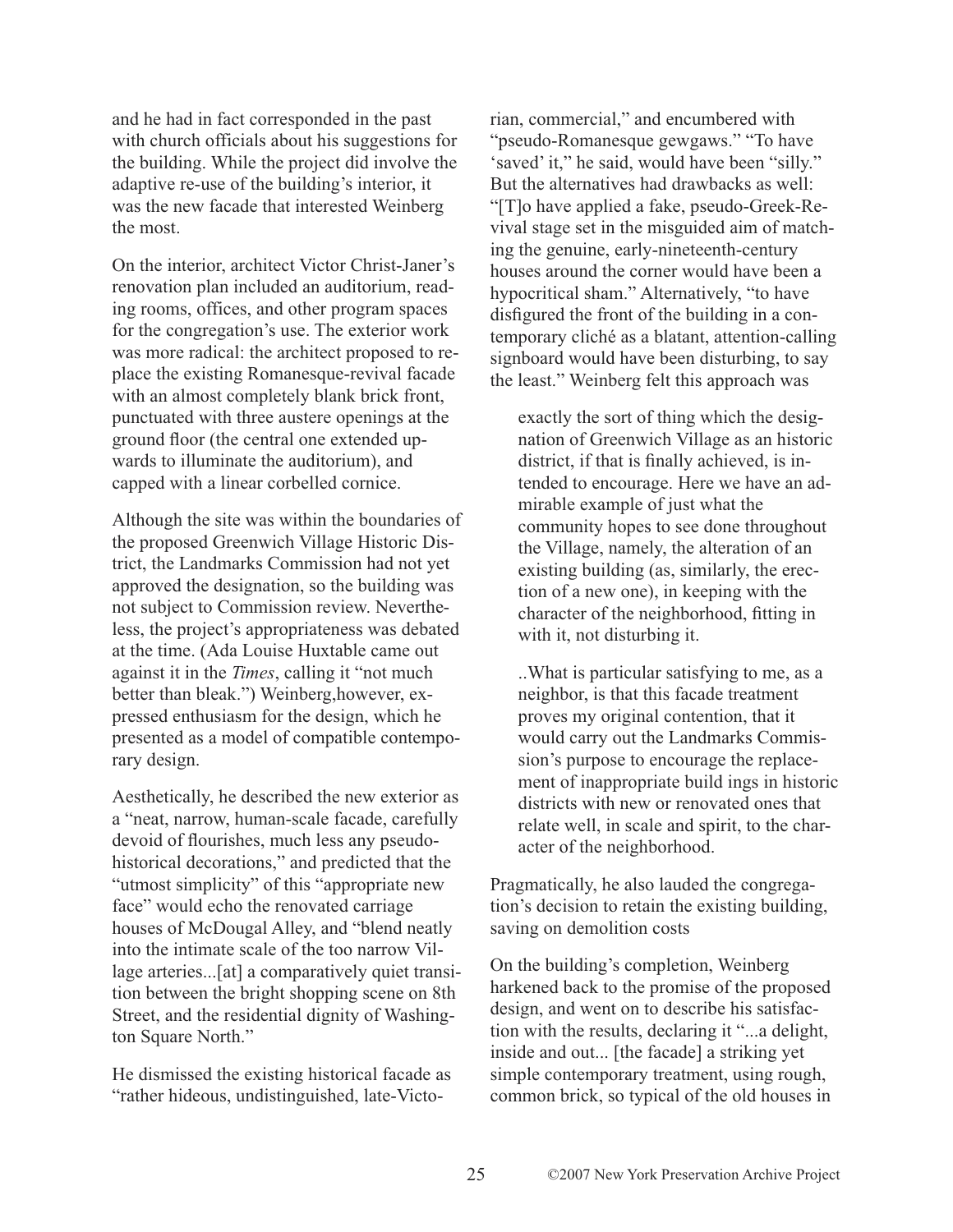and he had in fact corresponded in the past with church officials about his suggestions for the building. While the project did involve the adaptive re-use of the building's interior, it was the new facade that interested Weinberg the most.

On the interior, architect Victor Christ-Janer's renovation plan included an auditorium, reading rooms, offices, and other program spaces for the congregation's use. The exterior work was more radical: the architect proposed to replace the existing Romanesque-revival facade with an almost completely blank brick front, punctuated with three austere openings at the ground floor (the central one extended upwards to illuminate the auditorium), and capped with a linear corbelled cornice.

Although the site was within the boundaries of the proposed Greenwich Village Historic District, the Landmarks Commission had not yet approved the designation, so the building was not subject to Commission review. Nevertheless, the project's appropriateness was debated at the time. (Ada Louise Huxtable came out against it in the *Times*, calling it "not much better than bleak.") Weinberg,however, expressed enthusiasm for the design, which he presented as a model of compatible contemporary design.

Aesthetically, he described the new exterior as a "neat, narrow, human-scale facade, carefully devoid of flourishes, much less any pseudo-historical decorations," and predicted that the "utmost simplicity" of this "appropriate new face" would echo the renovated carriage houses of McDougal Alley, and "blend neatly into the intimate scale of the too narrow Village arteries...[at] a comparatively quiet transition between the bright shopping scene on 8th Street, and the residential dignity of Washington Square North."

He dismissed the existing historical facade as "rather hideous, undistinguished, late-Victorian, commercial," and encumbered with "pseudo-Romanesque gewgaws." "To have 'saved' it," he said, would have been "silly." But the alternatives had drawbacks as well: "[T]o have applied a fake, pseudo-Greek-Revival stage set in the misguided aim of matching the genuine, early-nineteenth-century houses around the corner would have been a hypocritical sham." Alternatively, "to have disfigured the front of the building in a contemporary cliché as a blatant, attention-calling signboard would have been disturbing, to say the least." Weinberg felt this approach was

> exactly the sort of thing which the designation of Greenwich Village as an historic district, if that is finally achieved, is intended to encourage. Here we have an admirable example of just what the community hopes to see done throughout the Village, namely, the alteration of an existing building (as, similarly, the erection of a new one), in keeping with the character of the neighborhood, fitting in with it, not disturbing it.
>
> ..What is particular satisfying to me, as a neighbor, is that this facade treatment proves my original contention, that it would carry out the Landmarks Commission's purpose to encourage the replacement of inappropriate build ings in historic districts with new or renovated ones that relate well, in scale and spirit, to the character of the neighborhood.

Pragmatically, he also lauded the congregation's decision to retain the existing building, saving on demolition costs

On the building's completion, Weinberg harkened back to the promise of the proposed design, and went on to describe his satisfaction with the results, declaring it "...a delight, inside and out... [the facade] a striking yet simple contemporary treatment, using rough, common brick, so typical of the old houses in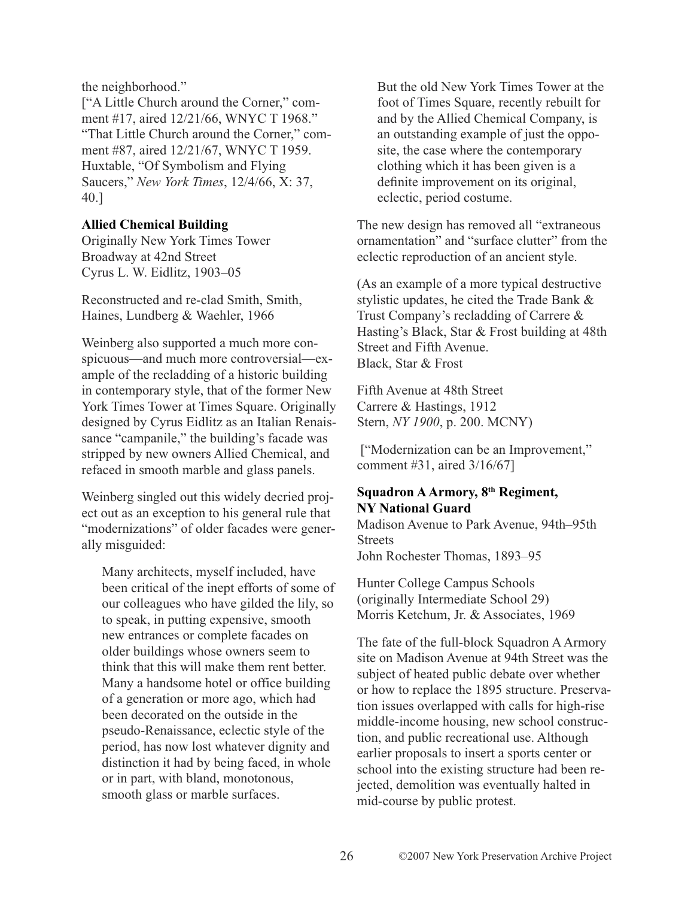the neighborhood."

["A Little Church around the Corner," comment #17, aired 12/21/66, WNYC T 1968." "That Little Church around the Corner," comment #87, aired 12/21/67, WNYC T 1959. Huxtable, "Of Symbolism and Flying Saucers," *New York Times*, 12/4/66, X: 37, 40.]

**Allied Chemical Building**
Originally New York Times Tower
Broadway at 42nd Street
Cyrus L. W. Eidlitz, 1903–05

Reconstructed and re-clad Smith, Smith, Haines, Lundberg & Waehler, 1966

Weinberg also supported a much more conspicuous—and much more controversial—example of the recladding of a historic building in contemporary style, that of the former New York Times Tower at Times Square. Originally designed by Cyrus Eidlitz as an Italian Renaissance "campanile," the building's facade was stripped by new owners Allied Chemical, and refaced in smooth marble and glass panels.

Weinberg singled out this widely decried project out as an exception to his general rule that "modernizations" of older facades were generally misguided:

> Many architects, myself included, have been critical of the inept efforts of some of our colleagues who have gilded the lily, so to speak, in putting expensive, smooth new entrances or complete facades on older buildings whose owners seem to think that this will make them rent better. Many a handsome hotel or office building of a generation or more ago, which had been decorated on the outside in the pseudo-Renaissance, eclectic style of the period, has now lost whatever dignity and distinction it had by being faced, in whole or in part, with bland, monotonous, smooth glass or marble surfaces.
>
> But the old New York Times Tower at the foot of Times Square, recently rebuilt for and by the Allied Chemical Company, is an outstanding example of just the opposite, the case where the contemporary clothing which it has been given is a definite improvement on its original, eclectic, period costume.

The new design has removed all "extraneous ornamentation" and "surface clutter" from the eclectic reproduction of an ancient style.

(As an example of a more typical destructive stylistic updates, he cited the Trade Bank & Trust Company's recladding of Carrere & Hasting's Black, Star & Frost building at 48th Street and Fifth Avenue.
Black, Star & Frost

Fifth Avenue at 48th Street
Carrere & Hastings, 1912
Stern, *NY 1900*, p. 200. MCNY)

["Modernization can be an Improvement," comment #31, aired 3/16/67]

**Squadron A Armory, 8th Regiment, NY National Guard**
Madison Avenue to Park Avenue, 94th–95th Streets
John Rochester Thomas, 1893–95

Hunter College Campus Schools
(originally Intermediate School 29)
Morris Ketchum, Jr. & Associates, 1969

The fate of the full-block Squadron A Armory site on Madison Avenue at 94th Street was the subject of heated public debate over whether or how to replace the 1895 structure. Preservation issues overlapped with calls for high-rise middle-income housing, new school construction, and public recreational use. Although earlier proposals to insert a sports center or school into the existing structure had been rejected, demolition was eventually halted in mid-course by public protest.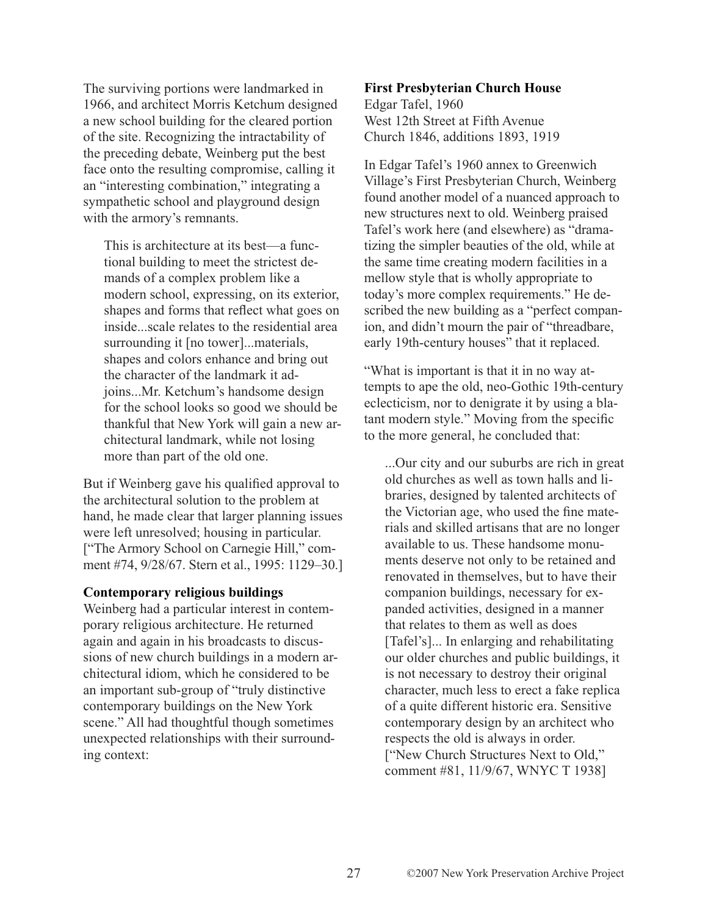The surviving portions were landmarked in 1966, and architect Morris Ketchum designed a new school building for the cleared portion of the site. Recognizing the intractability of the preceding debate, Weinberg put the best face onto the resulting compromise, calling it an "interesting combination," integrating a sympathetic school and playground design with the armory's remnants.

> This is architecture at its best—a functional building to meet the strictest demands of a complex problem like a modern school, expressing, on its exterior, shapes and forms that reflect what goes on inside...scale relates to the residential area surrounding it [no tower]...materials, shapes and colors enhance and bring out the character of the landmark it adjoins...Mr. Ketchum's handsome design for the school looks so good we should be thankful that New York will gain a new architectural landmark, while not losing more than part of the old one.

But if Weinberg gave his qualified approval to the architectural solution to the problem at hand, he made clear that larger planning issues were left unresolved; housing in particular. ["The Armory School on Carnegie Hill," comment #74, 9/28/67. Stern et al., 1995: 1129–30.]

### Contemporary religious buildings

Weinberg had a particular interest in contemporary religious architecture. He returned again and again in his broadcasts to discussions of new church buildings in a modern architectural idiom, which he considered to be an important sub-group of "truly distinctive contemporary buildings on the New York scene." All had thoughtful though sometimes unexpected relationships with their surrounding context:

**First Presbyterian Church House**
Edgar Tafel, 1960
West 12th Street at Fifth Avenue
Church 1846, additions 1893, 1919

In Edgar Tafel's 1960 annex to Greenwich Village's First Presbyterian Church, Weinberg found another model of a nuanced approach to new structures next to old. Weinberg praised Tafel's work here (and elsewhere) as "dramatizing the simpler beauties of the old, while at the same time creating modern facilities in a mellow style that is wholly appropriate to today's more complex requirements." He described the new building as a "perfect companion, and didn't mourn the pair of "threadbare, early 19th-century houses" that it replaced.

"What is important is that it in no way attempts to ape the old, neo-Gothic 19th-century eclecticism, nor to denigrate it by using a blatant modern style." Moving from the specific to the more general, he concluded that:

> ...Our city and our suburbs are rich in great old churches as well as town halls and libraries, designed by talented architects of the Victorian age, who used the fine materials and skilled artisans that are no longer available to us. These handsome monuments deserve not only to be retained and renovated in themselves, but to have their companion buildings, necessary for expanded activities, designed in a manner that relates to them as well as does [Tafel's]... In enlarging and rehabilitating our older churches and public buildings, it is not necessary to destroy their original character, much less to erect a fake replica of a quite different historic era. Sensitive contemporary design by an architect who respects the old is always in order. ["New Church Structures Next to Old," comment #81, 11/9/67, WNYC T 1938]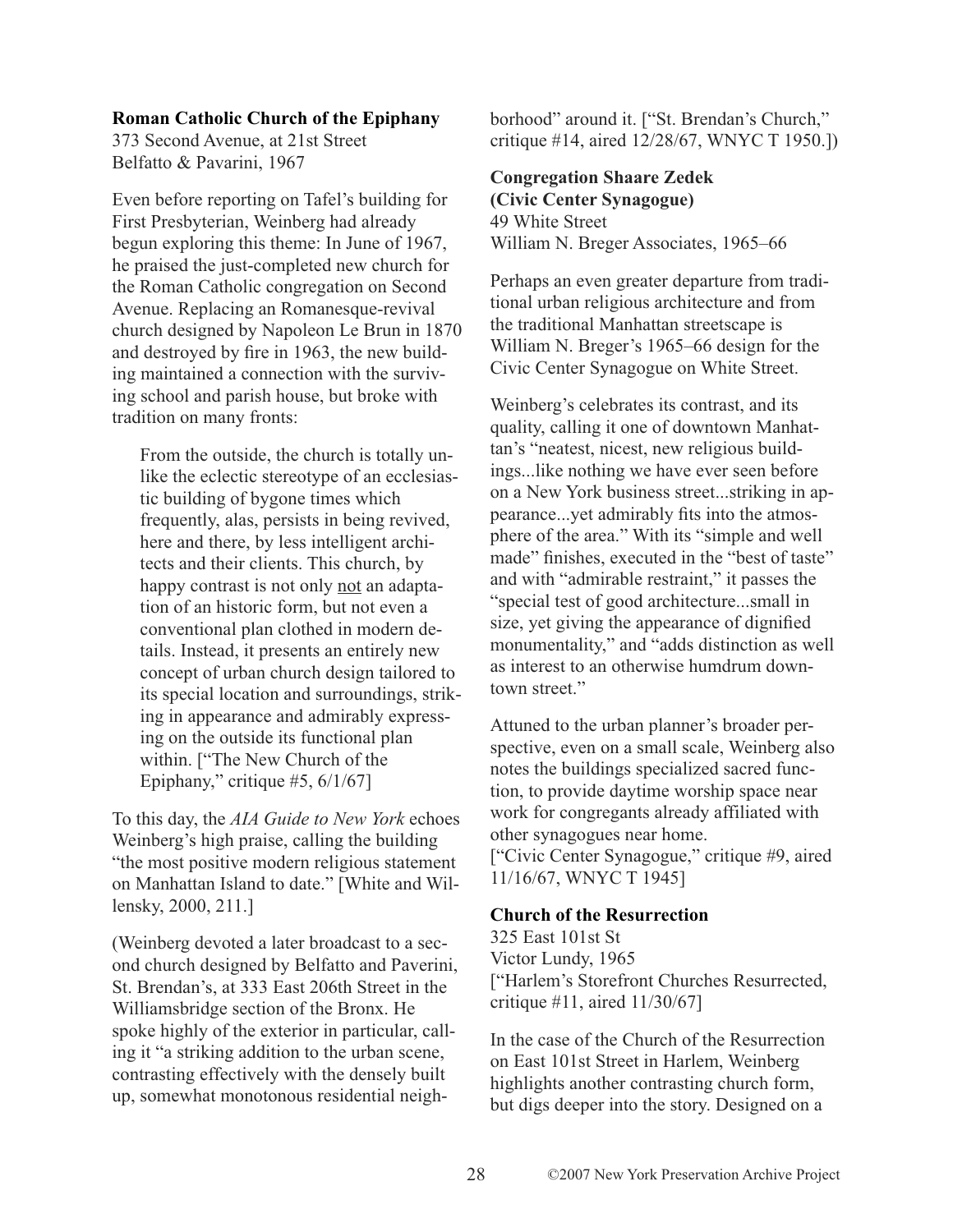**Roman Catholic Church of the Epiphany**
373 Second Avenue, at 21st Street
Belfatto & Pavarini, 1967

Even before reporting on Tafel's building for First Presbyterian, Weinberg had already begun exploring this theme: In June of 1967, he praised the just-completed new church for the Roman Catholic congregation on Second Avenue. Replacing an Romanesque-revival church designed by Napoleon Le Brun in 1870 and destroyed by fire in 1963, the new building maintained a connection with the surviving school and parish house, but broke with tradition on many fronts:

> From the outside, the church is totally unlike the eclectic stereotype of an ecclesiastic building of bygone times which frequently, alas, persists in being revived, here and there, by less intelligent architects and their clients. This church, by happy contrast is not only <u>not</u> an adaptation of an historic form, but not even a conventional plan clothed in modern details. Instead, it presents an entirely new concept of urban church design tailored to its special location and surroundings, striking in appearance and admirably expressing on the outside its functional plan within. ["The New Church of the Epiphany," critique #5, 6/1/67]

To this day, the *AIA Guide to New York* echoes Weinberg's high praise, calling the building "the most positive modern religious statement on Manhattan Island to date." [White and Willensky, 2000, 211.]

(Weinberg devoted a later broadcast to a second church designed by Belfatto and Paverini, St. Brendan's, at 333 East 206th Street in the Williamsbridge section of the Bronx. He spoke highly of the exterior in particular, calling it "a striking addition to the urban scene, contrasting effectively with the densely built up, somewhat monotonous residential neighborhood" around it. ["St. Brendan's Church," critique #14, aired 12/28/67, WNYC T 1950.])

**Congregation Shaare Zedek (Civic Center Synagogue)**
49 White Street
William N. Breger Associates, 1965–66

Perhaps an even greater departure from traditional urban religious architecture and from the traditional Manhattan streetscape is William N. Breger's 1965–66 design for the Civic Center Synagogue on White Street.

Weinberg's celebrates its contrast, and its quality, calling it one of downtown Manhattan's "neatest, nicest, new religious buildings...like nothing we have ever seen before on a New York business street...striking in appearance...yet admirably fits into the atmosphere of the area." With its "simple and well made" finishes, executed in the "best of taste" and with "admirable restraint," it passes the "special test of good architecture...small in size, yet giving the appearance of dignified monumentality," and "adds distinction as well as interest to an otherwise humdrum downtown street."

Attuned to the urban planner's broader perspective, even on a small scale, Weinberg also notes the buildings specialized sacred function, to provide daytime worship space near work for congregants already affiliated with other synagogues near home.
["Civic Center Synagogue," critique #9, aired 11/16/67, WNYC T 1945]

**Church of the Resurrection**
325 East 101st St
Victor Lundy, 1965
["Harlem's Storefront Churches Resurrected, critique #11, aired 11/30/67]

In the case of the Church of the Resurrection on East 101st Street in Harlem, Weinberg highlights another contrasting church form, but digs deeper into the story. Designed on a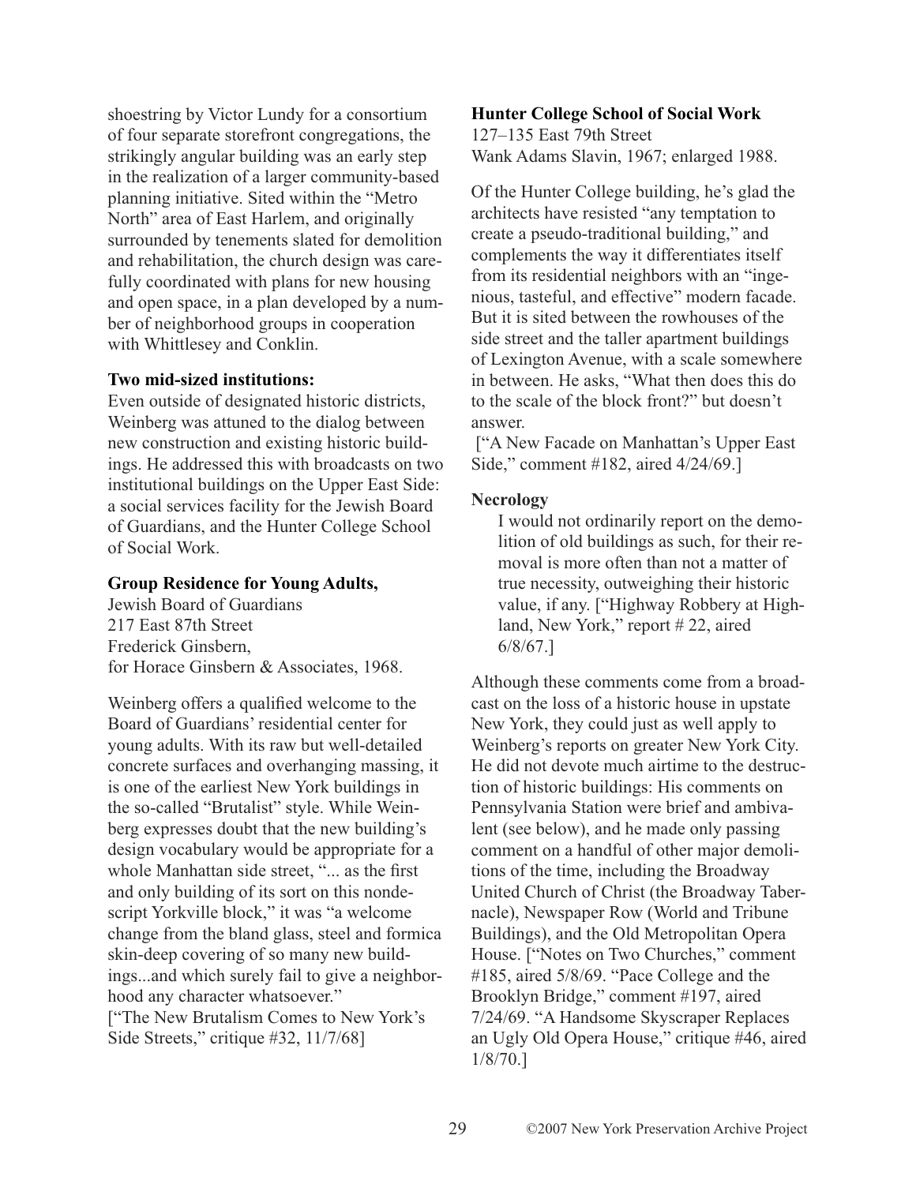shoestring by Victor Lundy for a consortium of four separate storefront congregations, the strikingly angular building was an early step in the realization of a larger community-based planning initiative. Sited within the "Metro North" area of East Harlem, and originally surrounded by tenements slated for demolition and rehabilitation, the church design was carefully coordinated with plans for new housing and open space, in a plan developed by a number of neighborhood groups in cooperation with Whittlesey and Conklin.

**Two mid-sized institutions:**
Even outside of designated historic districts, Weinberg was attuned to the dialog between new construction and existing historic buildings. He addressed this with broadcasts on two institutional buildings on the Upper East Side: a social services facility for the Jewish Board of Guardians, and the Hunter College School of Social Work.

**Group Residence for Young Adults,**
Jewish Board of Guardians
217 East 87th Street
Frederick Ginsbern,
for Horace Ginsbern & Associates, 1968.

Weinberg offers a qualified welcome to the Board of Guardians' residential center for young adults. With its raw but well-detailed concrete surfaces and overhanging massing, it is one of the earliest New York buildings in the so-called "Brutalist" style. While Weinberg expresses doubt that the new building's design vocabulary would be appropriate for a whole Manhattan side street, "... as the first and only building of its sort on this nondescript Yorkville block," it was "a welcome change from the bland glass, steel and formica skin-deep covering of so many new buildings...and which surely fail to give a neighborhood any character whatsoever."
["The New Brutalism Comes to New York's Side Streets," critique #32, 11/7/68]

**Hunter College School of Social Work**
127–135 East 79th Street
Wank Adams Slavin, 1967; enlarged 1988.

Of the Hunter College building, he's glad the architects have resisted "any temptation to create a pseudo-traditional building," and complements the way it differentiates itself from its residential neighbors with an "ingenious, tasteful, and effective" modern facade. But it is sited between the rowhouses of the side street and the taller apartment buildings of Lexington Avenue, with a scale somewhere in between. He asks, "What then does this do to the scale of the block front?" but doesn't answer.
["A New Facade on Manhattan's Upper East Side," comment #182, aired 4/24/69.]

**Necrology**

> I would not ordinarily report on the demolition of old buildings as such, for their removal is more often than not a matter of true necessity, outweighing their historic value, if any. ["Highway Robbery at Highland, New York," report # 22, aired 6/8/67.]

Although these comments come from a broadcast on the loss of a historic house in upstate New York, they could just as well apply to Weinberg's reports on greater New York City. He did not devote much airtime to the destruction of historic buildings: His comments on Pennsylvania Station were brief and ambivalent (see below), and he made only passing comment on a handful of other major demolitions of the time, including the Broadway United Church of Christ (the Broadway Tabernacle), Newspaper Row (World and Tribune Buildings), and the Old Metropolitan Opera House. ["Notes on Two Churches," comment #185, aired 5/8/69. "Pace College and the Brooklyn Bridge," comment #197, aired 7/24/69. "A Handsome Skyscraper Replaces an Ugly Old Opera House," critique #46, aired 1/8/70.]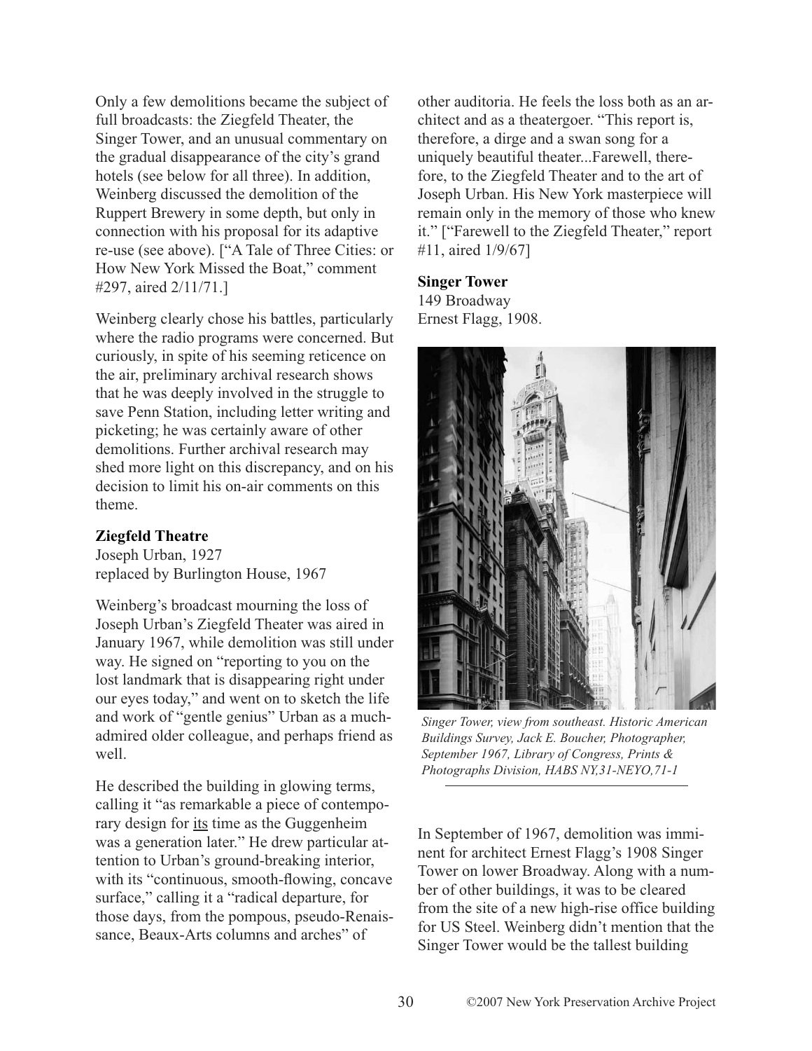Only a few demolitions became the subject of full broadcasts: the Ziegfeld Theater, the Singer Tower, and an unusual commentary on the gradual disappearance of the city's grand hotels (see below for all three). In addition, Weinberg discussed the demolition of the Ruppert Brewery in some depth, but only in connection with his proposal for its adaptive re-use (see above). ["A Tale of Three Cities: or How New York Missed the Boat," comment #297, aired 2/11/71.]

Weinberg clearly chose his battles, particularly where the radio programs were concerned. But curiously, in spite of his seeming reticence on the air, preliminary archival research shows that he was deeply involved in the struggle to save Penn Station, including letter writing and picketing; he was certainly aware of other demolitions. Further archival research may shed more light on this discrepancy, and on his decision to limit his on-air comments on this theme.

**Ziegfeld Theatre**
Joseph Urban, 1927
replaced by Burlington House, 1967

Weinberg's broadcast mourning the loss of Joseph Urban's Ziegfeld Theater was aired in January 1967, while demolition was still under way. He signed on "reporting to you on the lost landmark that is disappearing right under our eyes today," and went on to sketch the life and work of "gentle genius" Urban as a much-admired older colleague, and perhaps friend as well.

He described the building in glowing terms, calling it "as remarkable a piece of contemporary design for <u>its</u> time as the Guggenheim was a generation later." He drew particular attention to Urban's ground-breaking interior, with its "continuous, smooth-flowing, concave surface," calling it a "radical departure, for those days, from the pompous, pseudo-Renaissance, Beaux-Arts columns and arches" of other auditoria. He feels the loss both as an architect and as a theatergoer. "This report is, therefore, a dirge and a swan song for a uniquely beautiful theater...Farewell, therefore, to the Ziegfeld Theater and to the art of Joseph Urban. His New York masterpiece will remain only in the memory of those who knew it." ["Farewell to the Ziegfeld Theater," report #11, aired 1/9/67]

**Singer Tower**
149 Broadway
Ernest Flagg, 1908.

*Singer Tower, view from southeast. Historic American Buildings Survey, Jack E. Boucher, Photographer, September 1967, Library of Congress, Prints & Photographs Division, HABS NY,31-NEYO,71-1*

In September of 1967, demolition was imminent for architect Ernest Flagg's 1908 Singer Tower on lower Broadway. Along with a number of other buildings, it was to be cleared from the site of a new high-rise office building for US Steel. Weinberg didn't mention that the Singer Tower would be the tallest building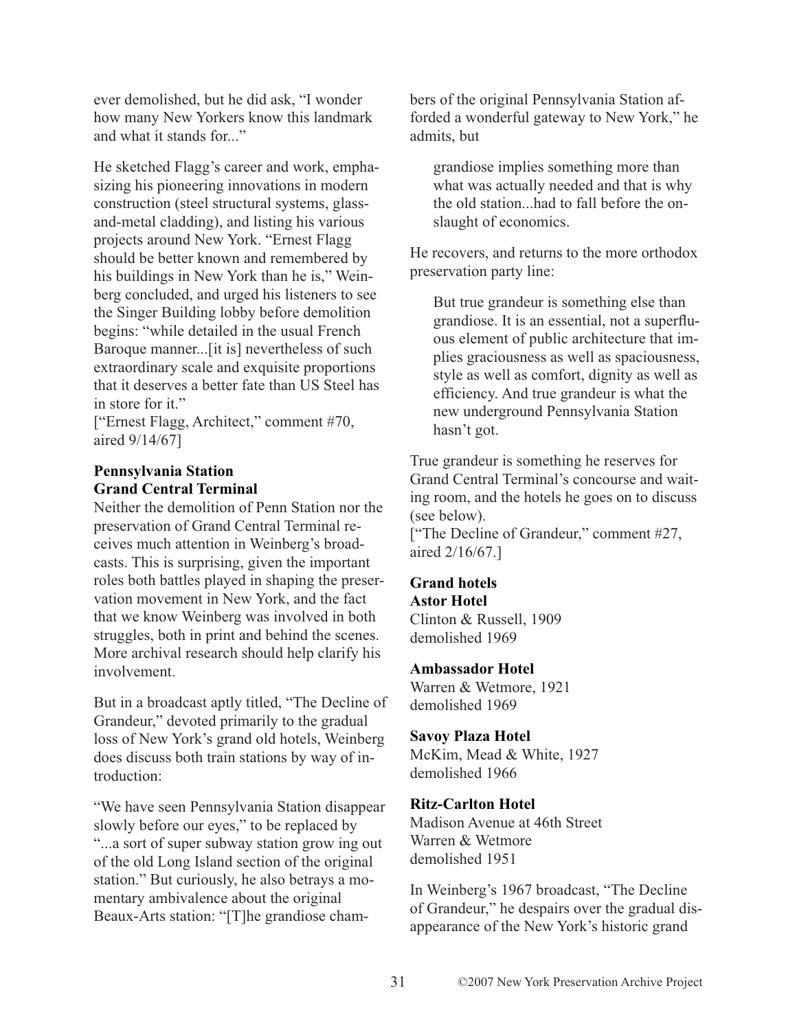ever demolished, but he did ask, "I wonder how many New Yorkers know this landmark and what it stands for..."

He sketched Flagg's career and work, emphasizing his pioneering innovations in modern construction (steel structural systems, glass-and-metal cladding), and listing his various projects around New York. "Ernest Flagg should be better known and remembered by his buildings in New York than he is," Weinberg concluded, and urged his listeners to see the Singer Building lobby before demolition begins: "while detailed in the usual French Baroque manner...[it is] nevertheless of such extraordinary scale and exquisite proportions that it deserves a better fate than US Steel has in store for it."
["Ernest Flagg, Architect," comment #70, aired 9/14/67]

**Pennsylvania Station**
**Grand Central Terminal**

Neither the demolition of Penn Station nor the preservation of Grand Central Terminal receives much attention in Weinberg's broadcasts. This is surprising, given the important roles both battles played in shaping the preservation movement in New York, and the fact that we know Weinberg was involved in both struggles, both in print and behind the scenes. More archival research should help clarify his involvement.

But in a broadcast aptly titled, "The Decline of Grandeur," devoted primarily to the gradual loss of New York's grand old hotels, Weinberg does discuss both train stations by way of introduction:

"We have seen Pennsylvania Station disappear slowly before our eyes," to be replaced by "...a sort of super subway station grow ing out of the old Long Island section of the original station." But curiously, he also betrays a momentary ambivalence about the original Beaux-Arts station: "[T]he grandiose chambers of the original Pennsylvania Station afforded a wonderful gateway to New York," he admits, but

> grandiose implies something more than what was actually needed and that is why the old station...had to fall before the onslaught of economics.

He recovers, and returns to the more orthodox preservation party line:

> But true grandeur is something else than grandiose. It is an essential, not a superfluous element of public architecture that implies graciousness as well as spaciousness, style as well as comfort, dignity as well as efficiency. And true grandeur is what the new underground Pennsylvania Station hasn't got.

True grandeur is something he reserves for Grand Central Terminal's concourse and waiting room, and the hotels he goes on to discuss (see below).
["The Decline of Grandeur," comment #27, aired 2/16/67.]

**Grand hotels**

**Astor Hotel**
Clinton & Russell, 1909
demolished 1969

**Ambassador Hotel**
Warren & Wetmore, 1921
demolished 1969

**Savoy Plaza Hotel**
McKim, Mead & White, 1927
demolished 1966

**Ritz-Carlton Hotel**
Madison Avenue at 46th Street
Warren & Wetmore
demolished 1951

In Weinberg's 1967 broadcast, "The Decline of Grandeur," he despairs over the gradual disappearance of the New York's historic grand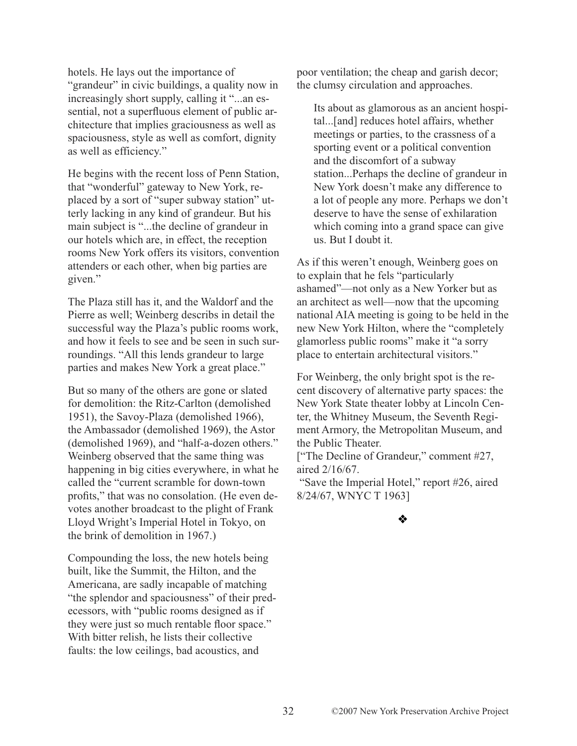hotels. He lays out the importance of "grandeur" in civic buildings, a quality now in increasingly short supply, calling it "...an essential, not a superfluous element of public architecture that implies graciousness as well as spaciousness, style as well as comfort, dignity as well as efficiency."

He begins with the recent loss of Penn Station, that "wonderful" gateway to New York, replaced by a sort of "super subway station" utterly lacking in any kind of grandeur. But his main subject is "...the decline of grandeur in our hotels which are, in effect, the reception rooms New York offers its visitors, convention attenders or each other, when big parties are given."

The Plaza still has it, and the Waldorf and the Pierre as well; Weinberg describs in detail the successful way the Plaza's public rooms work, and how it feels to see and be seen in such surroundings. "All this lends grandeur to large parties and makes New York a great place."

But so many of the others are gone or slated for demolition: the Ritz-Carlton (demolished 1951), the Savoy-Plaza (demolished 1966), the Ambassador (demolished 1969), the Astor (demolished 1969), and "half-a-dozen others." Weinberg observed that the same thing was happening in big cities everywhere, in what he called the "current scramble for down-town profits," that was no consolation. (He even devotes another broadcast to the plight of Frank Lloyd Wright's Imperial Hotel in Tokyo, on the brink of demolition in 1967.)

Compounding the loss, the new hotels being built, like the Summit, the Hilton, and the Americana, are sadly incapable of matching "the splendor and spaciousness" of their predecessors, with "public rooms designed as if they were just so much rentable floor space." With bitter relish, he lists their collective faults: the low ceilings, bad acoustics, and poor ventilation; the cheap and garish decor; the clumsy circulation and approaches.

> Its about as glamorous as an ancient hospital...[and] reduces hotel affairs, whether meetings or parties, to the crassness of a sporting event or a political convention and the discomfort of a subway station...Perhaps the decline of grandeur in New York doesn't make any difference to a lot of people any more. Perhaps we don't deserve to have the sense of exhilaration which coming into a grand space can give us. But I doubt it.

As if this weren't enough, Weinberg goes on to explain that he fels "particularly ashamed"—not only as a New Yorker but as an architect as well—now that the upcoming national AIA meeting is going to be held in the new New York Hilton, where the "completely glamorless public rooms" make it "a sorry place to entertain architectural visitors."

For Weinberg, the only bright spot is the recent discovery of alternative party spaces: the New York State theater lobby at Lincoln Center, the Whitney Museum, the Seventh Regiment Armory, the Metropolitan Museum, and the Public Theater.
["The Decline of Grandeur," comment #27, aired 2/16/67.
"Save the Imperial Hotel," report #26, aired 8/24/67, WNYC T 1963]

❖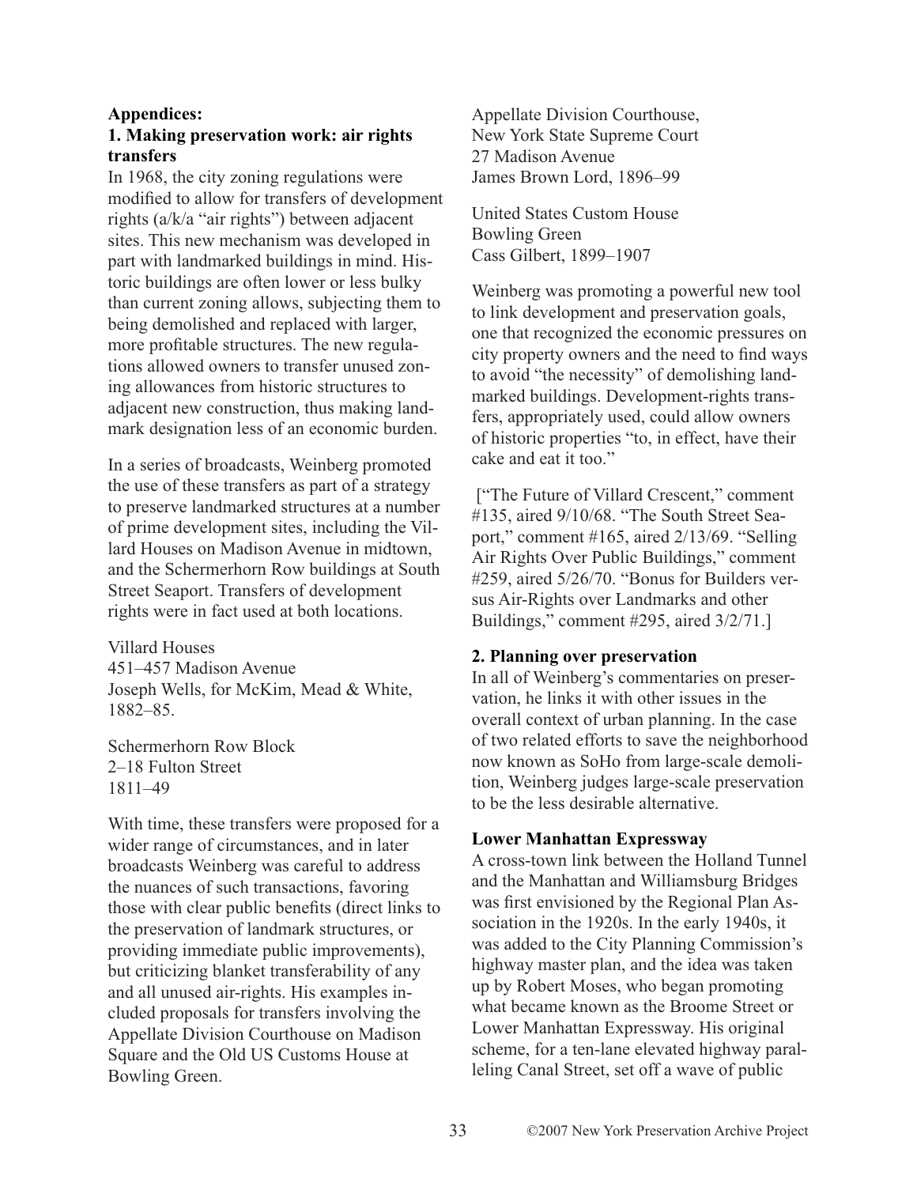**Appendices:**

### 1. Making preservation work: air rights transfers

In 1968, the city zoning regulations were modified to allow for transfers of development rights (a/k/a "air rights") between adjacent sites. This new mechanism was developed in part with landmarked buildings in mind. Historic buildings are often lower or less bulky than current zoning allows, subjecting them to being demolished and replaced with larger, more profitable structures. The new regulations allowed owners to transfer unused zoning allowances from historic structures to adjacent new construction, thus making landmark designation less of an economic burden.

In a series of broadcasts, Weinberg promoted the use of these transfers as part of a strategy to preserve landmarked structures at a number of prime development sites, including the Villard Houses on Madison Avenue in midtown, and the Schermerhorn Row buildings at South Street Seaport. Transfers of development rights were in fact used at both locations.

Villard Houses
451–457 Madison Avenue
Joseph Wells, for McKim, Mead & White, 1882–85.

Schermerhorn Row Block
2–18 Fulton Street
1811–49

With time, these transfers were proposed for a wider range of circumstances, and in later broadcasts Weinberg was careful to address the nuances of such transactions, favoring those with clear public benefits (direct links to the preservation of landmark structures, or providing immediate public improvements), but criticizing blanket transferability of any and all unused air-rights. His examples included proposals for transfers involving the Appellate Division Courthouse on Madison Square and the Old US Customs House at Bowling Green.

Appellate Division Courthouse, New York State Supreme Court
27 Madison Avenue
James Brown Lord, 1896–99

United States Custom House
Bowling Green
Cass Gilbert, 1899–1907

Weinberg was promoting a powerful new tool to link development and preservation goals, one that recognized the economic pressures on city property owners and the need to find ways to avoid "the necessity" of demolishing landmarked buildings. Development-rights transfers, appropriately used, could allow owners of historic properties "to, in effect, have their cake and eat it too."

["The Future of Villard Crescent," comment #135, aired 9/10/68. "The South Street Seaport," comment #165, aired 2/13/69. "Selling Air Rights Over Public Buildings," comment #259, aired 5/26/70. "Bonus for Builders versus Air-Rights over Landmarks and other Buildings," comment #295, aired 3/2/71.]

### 2. Planning over preservation

In all of Weinberg's commentaries on preservation, he links it with other issues in the overall context of urban planning. In the case of two related efforts to save the neighborhood now known as SoHo from large-scale demolition, Weinberg judges large-scale preservation to be the less desirable alternative.

#### Lower Manhattan Expressway

A cross-town link between the Holland Tunnel and the Manhattan and Williamsburg Bridges was first envisioned by the Regional Plan Association in the 1920s. In the early 1940s, it was added to the City Planning Commission's highway master plan, and the idea was taken up by Robert Moses, who began promoting what became known as the Broome Street or Lower Manhattan Expressway. His original scheme, for a ten-lane elevated highway paralleling Canal Street, set off a wave of public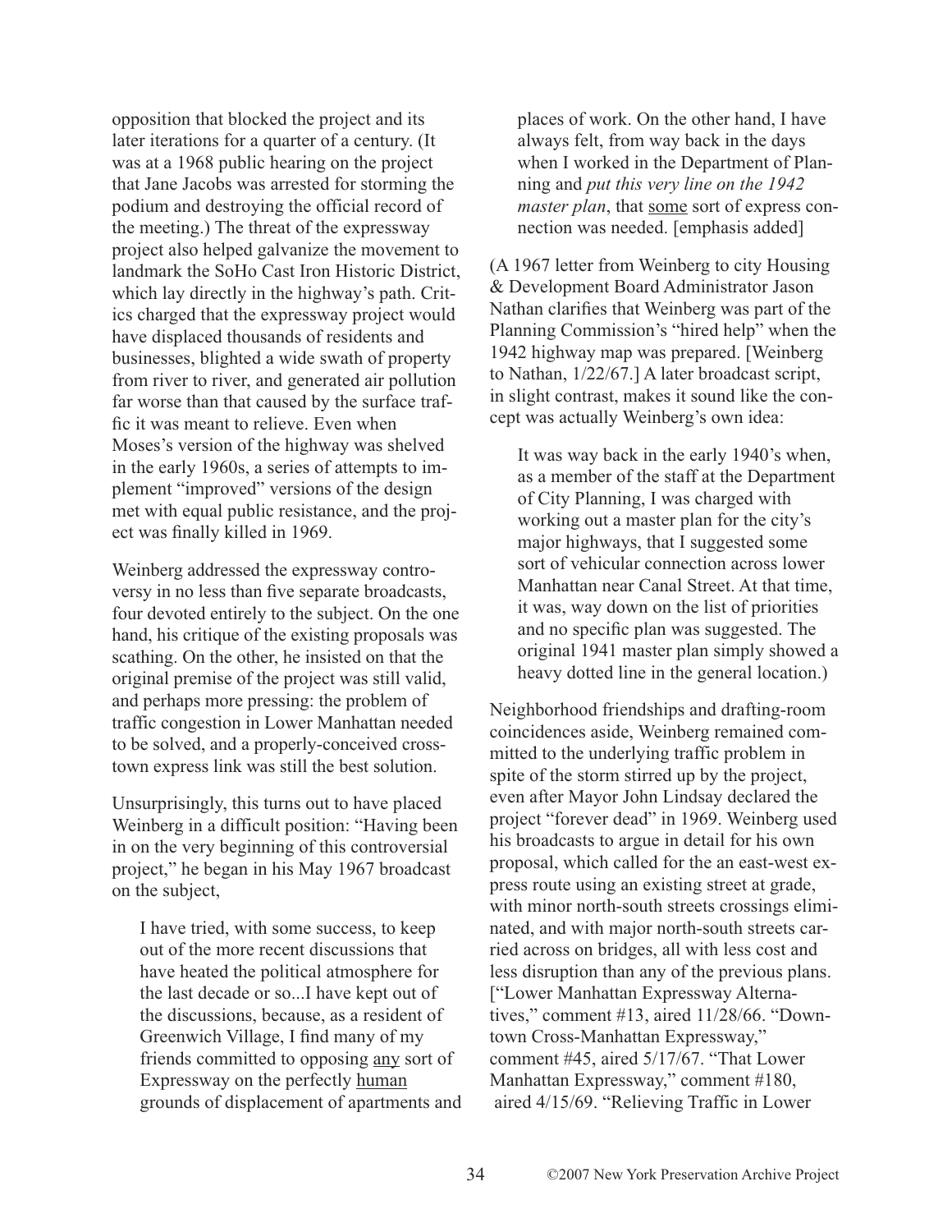opposition that blocked the project and its later iterations for a quarter of a century. (It was at a 1968 public hearing on the project that Jane Jacobs was arrested for storming the podium and destroying the official record of the meeting.) The threat of the expressway project also helped galvanize the movement to landmark the SoHo Cast Iron Historic District, which lay directly in the highway's path. Critics charged that the expressway project would have displaced thousands of residents and businesses, blighted a wide swath of property from river to river, and generated air pollution far worse than that caused by the surface traffic it was meant to relieve. Even when Moses's version of the highway was shelved in the early 1960s, a series of attempts to implement "improved" versions of the design met with equal public resistance, and the project was finally killed in 1969.

Weinberg addressed the expressway controversy in no less than five separate broadcasts, four devoted entirely to the subject. On the one hand, his critique of the existing proposals was scathing. On the other, he insisted on that the original premise of the project was still valid, and perhaps more pressing: the problem of traffic congestion in Lower Manhattan needed to be solved, and a properly-conceived crosstown express link was still the best solution.

Unsurprisingly, this turns out to have placed Weinberg in a difficult position: "Having been in on the very beginning of this controversial project," he began in his May 1967 broadcast on the subject,

> I have tried, with some success, to keep out of the more recent discussions that have heated the political atmosphere for the last decade or so...I have kept out of the discussions, because, as a resident of Greenwich Village, I find many of my friends committed to opposing <u>any</u> sort of Expressway on the perfectly <u>human</u> grounds of displacement of apartments and places of work. On the other hand, I have always felt, from way back in the days when I worked in the Department of Planning and *put this very line on the 1942 master plan*, that <u>some</u> sort of express connection was needed. [emphasis added]

(A 1967 letter from Weinberg to city Housing & Development Board Administrator Jason Nathan clarifies that Weinberg was part of the Planning Commission's "hired help" when the 1942 highway map was prepared. [Weinberg to Nathan, 1/22/67.] A later broadcast script, in slight contrast, makes it sound like the concept was actually Weinberg's own idea:

> It was way back in the early 1940's when, as a member of the staff at the Department of City Planning, I was charged with working out a master plan for the city's major highways, that I suggested some sort of vehicular connection across lower Manhattan near Canal Street. At that time, it was, way down on the list of priorities and no specific plan was suggested. The original 1941 master plan simply showed a heavy dotted line in the general location.)

Neighborhood friendships and drafting-room coincidences aside, Weinberg remained committed to the underlying traffic problem in spite of the storm stirred up by the project, even after Mayor John Lindsay declared the project "forever dead" in 1969. Weinberg used his broadcasts to argue in detail for his own proposal, which called for the an east-west express route using an existing street at grade, with minor north-south streets crossings eliminated, and with major north-south streets carried across on bridges, all with less cost and less disruption than any of the previous plans. ["Lower Manhattan Expressway Alternatives," comment #13, aired 11/28/66. "Downtown Cross-Manhattan Expressway," comment #45, aired 5/17/67. "That Lower Manhattan Expressway," comment #180, aired 4/15/69. "Relieving Traffic in Lower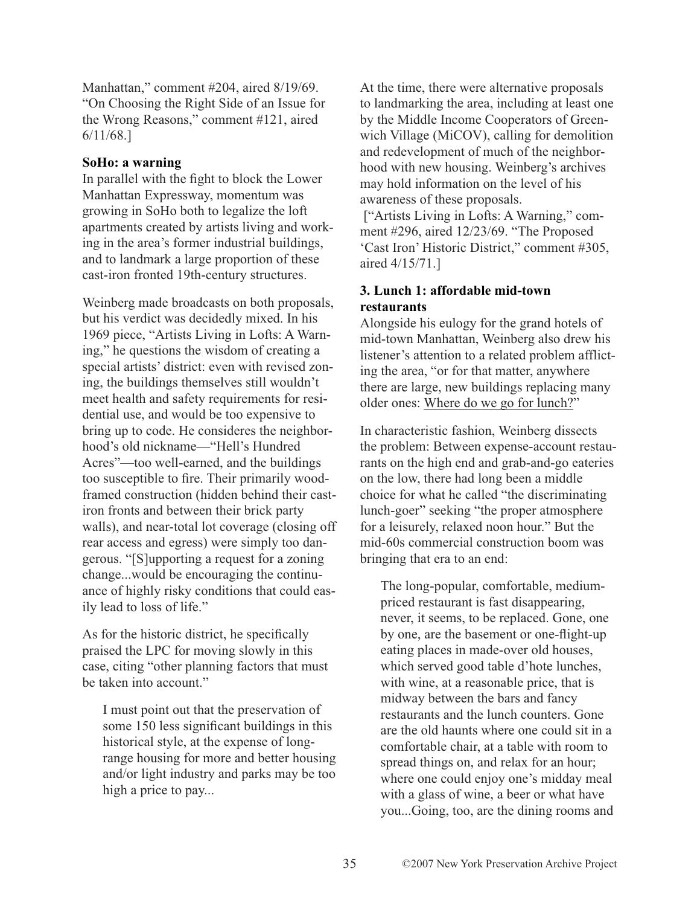Manhattan," comment #204, aired 8/19/69. "On Choosing the Right Side of an Issue for the Wrong Reasons," comment #121, aired 6/11/68.]

**SoHo: a warning**

In parallel with the fight to block the Lower Manhattan Expressway, momentum was growing in SoHo both to legalize the loft apartments created by artists living and working in the area's former industrial buildings, and to landmark a large proportion of these cast-iron fronted 19th-century structures.

Weinberg made broadcasts on both proposals, but his verdict was decidedly mixed. In his 1969 piece, "Artists Living in Lofts: A Warning," he questions the wisdom of creating a special artists' district: even with revised zoning, the buildings themselves still wouldn't meet health and safety requirements for residential use, and would be too expensive to bring up to code. He consideres the neighborhood's old nickname—"Hell's Hundred Acres"—too well-earned, and the buildings too susceptible to fire. Their primarily wood-framed construction (hidden behind their cast-iron fronts and between their brick party walls), and near-total lot coverage (closing off rear access and egress) were simply too dangerous. "[S]upporting a request for a zoning change...would be encouraging the continuance of highly risky conditions that could easily lead to loss of life."

As for the historic district, he specifically praised the LPC for moving slowly in this case, citing "other planning factors that must be taken into account."

> I must point out that the preservation of some 150 less significant buildings in this historical style, at the expense of long-range housing for more and better housing and/or light industry and parks may be too high a price to pay...

At the time, there were alternative proposals to landmarking the area, including at least one by the Middle Income Cooperators of Greenwich Village (MiCOV), calling for demolition and redevelopment of much of the neighborhood with new housing. Weinberg's archives may hold information on the level of his awareness of these proposals.

["Artists Living in Lofts: A Warning," comment #296, aired 12/23/69. "The Proposed 'Cast Iron' Historic District," comment #305, aired 4/15/71.]

**3. Lunch 1: affordable mid-town restaurants**

Alongside his eulogy for the grand hotels of mid-town Manhattan, Weinberg also drew his listener's attention to a related problem afflicting the area, "or for that matter, anywhere there are large, new buildings replacing many older ones: Where do we go for lunch?"

In characteristic fashion, Weinberg dissects the problem: Between expense-account restaurants on the high end and grab-and-go eateries on the low, there had long been a middle choice for what he called "the discriminating lunch-goer" seeking "the proper atmosphere for a leisurely, relaxed noon hour." But the mid-60s commercial construction boom was bringing that era to an end:

> The long-popular, comfortable, medium-priced restaurant is fast disappearing, never, it seems, to be replaced. Gone, one by one, are the basement or one-flight-up eating places in made-over old houses, which served good table d'hote lunches, with wine, at a reasonable price, that is midway between the bars and fancy restaurants and the lunch counters. Gone are the old haunts where one could sit in a comfortable chair, at a table with room to spread things on, and relax for an hour; where one could enjoy one's midday meal with a glass of wine, a beer or what have you...Going, too, are the dining rooms and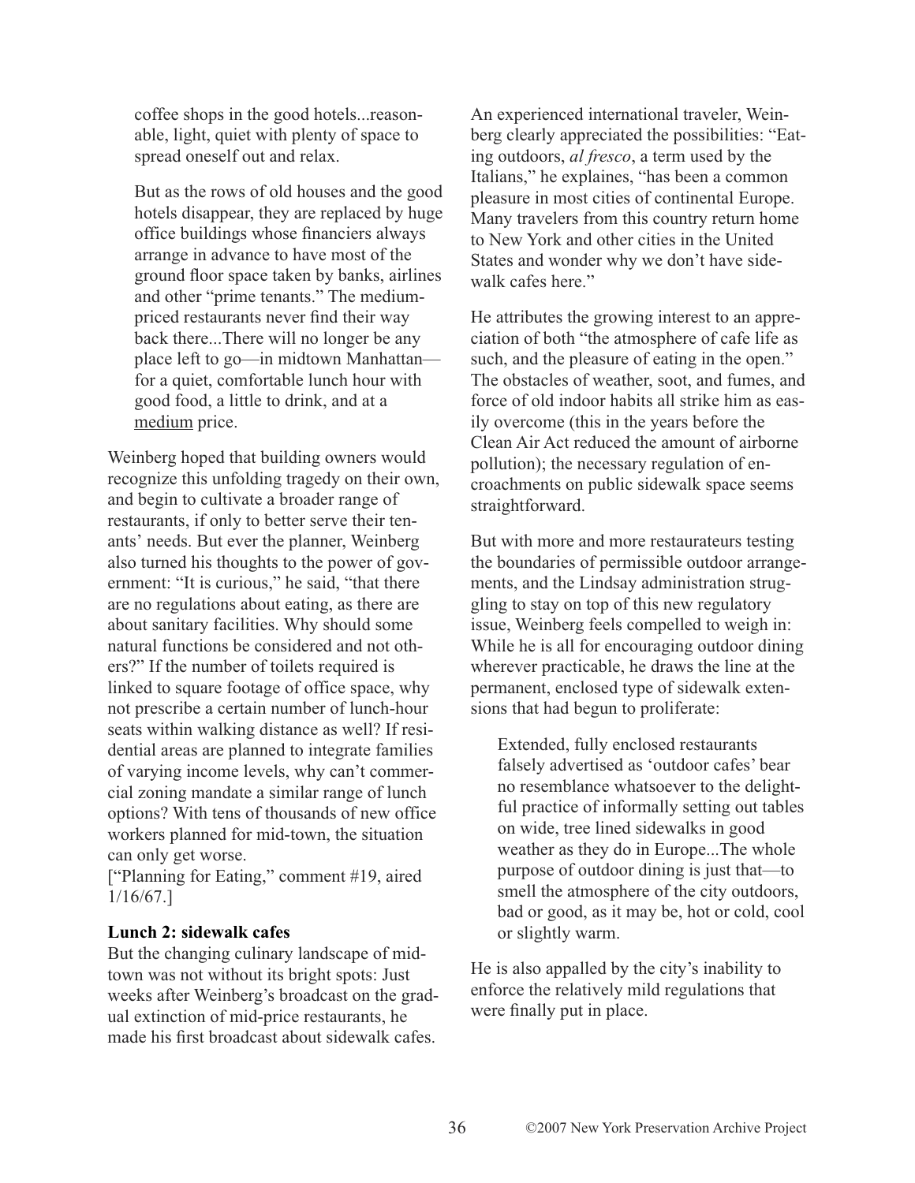> coffee shops in the good hotels...reasonable, light, quiet with plenty of space to spread oneself out and relax.
>
> But as the rows of old houses and the good hotels disappear, they are replaced by huge office buildings whose financiers always arrange in advance to have most of the ground floor space taken by banks, airlines and other "prime tenants." The medium-priced restaurants never find their way back there...There will no longer be any place left to go—in midtown Manhattan—for a quiet, comfortable lunch hour with good food, a little to drink, and at a medium price.

Weinberg hoped that building owners would recognize this unfolding tragedy on their own, and begin to cultivate a broader range of restaurants, if only to better serve their tenants' needs. But ever the planner, Weinberg also turned his thoughts to the power of government: "It is curious," he said, "that there are no regulations about eating, as there are about sanitary facilities. Why should some natural functions be considered and not others?" If the number of toilets required is linked to square footage of office space, why not prescribe a certain number of lunch-hour seats within walking distance as well? If residential areas are planned to integrate families of varying income levels, why can't commercial zoning mandate a similar range of lunch options? With tens of thousands of new office workers planned for mid-town, the situation can only get worse.
["Planning for Eating," comment #19, aired 1/16/67.]

**Lunch 2: sidewalk cafes**

But the changing culinary landscape of midtown was not without its bright spots: Just weeks after Weinberg's broadcast on the gradual extinction of mid-price restaurants, he made his first broadcast about sidewalk cafes.

An experienced international traveler, Weinberg clearly appreciated the possibilities: "Eating outdoors, *al fresco*, a term used by the Italians," he explaines, "has been a common pleasure in most cities of continental Europe. Many travelers from this country return home to New York and other cities in the United States and wonder why we don't have sidewalk cafes here."

He attributes the growing interest to an appreciation of both "the atmosphere of cafe life as such, and the pleasure of eating in the open." The obstacles of weather, soot, and fumes, and force of old indoor habits all strike him as easily overcome (this in the years before the Clean Air Act reduced the amount of airborne pollution); the necessary regulation of encroachments on public sidewalk space seems straightforward.

But with more and more restaurateurs testing the boundaries of permissible outdoor arrangements, and the Lindsay administration struggling to stay on top of this new regulatory issue, Weinberg feels compelled to weigh in: While he is all for encouraging outdoor dining wherever practicable, he draws the line at the permanent, enclosed type of sidewalk extensions that had begun to proliferate:

> Extended, fully enclosed restaurants falsely advertised as 'outdoor cafes' bear no resemblance whatsoever to the delightful practice of informally setting out tables on wide, tree lined sidewalks in good weather as they do in Europe...The whole purpose of outdoor dining is just that—to smell the atmosphere of the city outdoors, bad or good, as it may be, hot or cold, cool or slightly warm.

He is also appalled by the city's inability to enforce the relatively mild regulations that were finally put in place.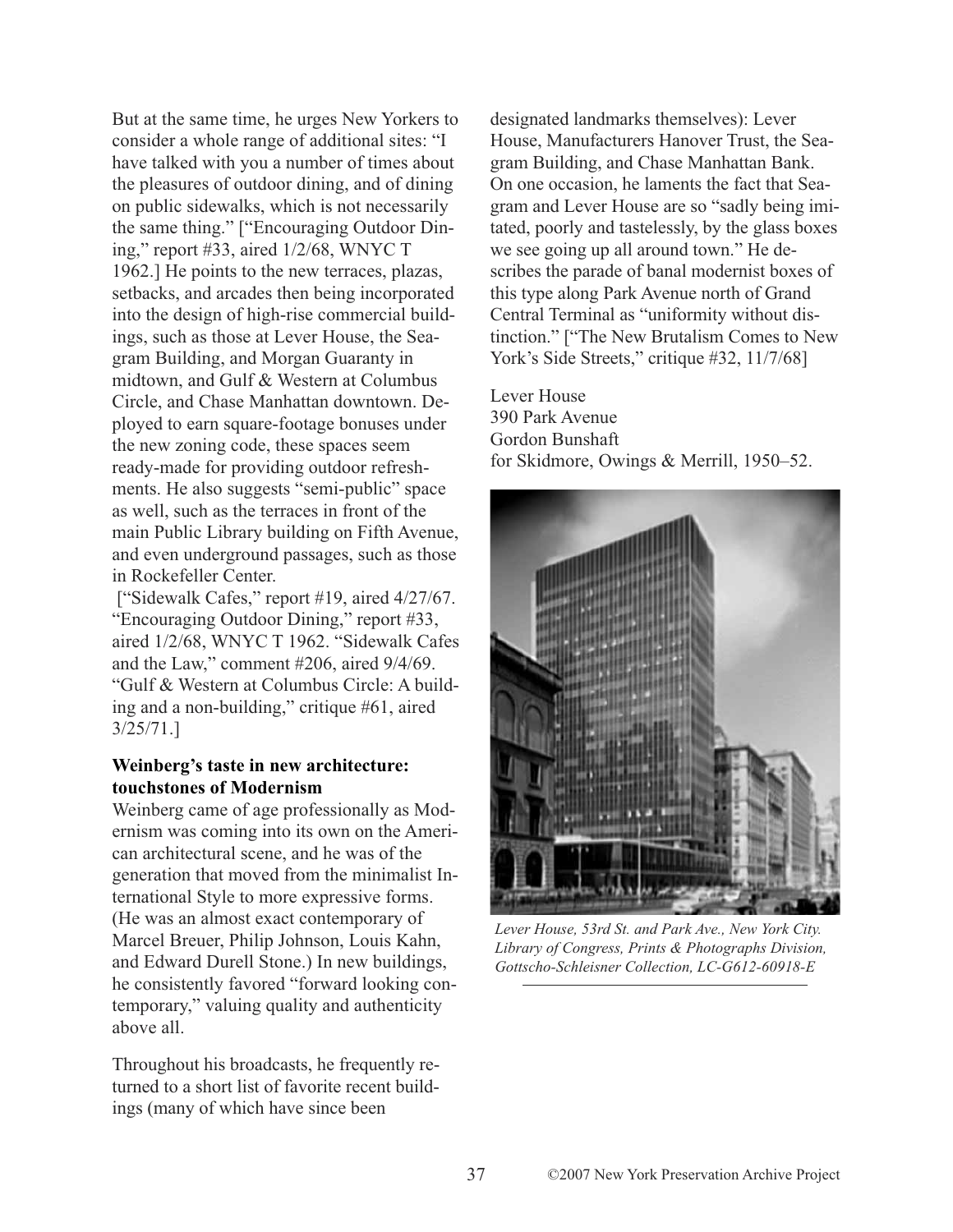But at the same time, he urges New Yorkers to consider a whole range of additional sites: "I have talked with you a number of times about the pleasures of outdoor dining, and of dining on public sidewalks, which is not necessarily the same thing." ["Encouraging Outdoor Dining," report #33, aired 1/2/68, WNYC T 1962.] He points to the new terraces, plazas, setbacks, and arcades then being incorporated into the design of high-rise commercial buildings, such as those at Lever House, the Seagram Building, and Morgan Guaranty in midtown, and Gulf & Western at Columbus Circle, and Chase Manhattan downtown. Deployed to earn square-footage bonuses under the new zoning code, these spaces seem ready-made for providing outdoor refreshments. He also suggests "semi-public" space as well, such as the terraces in front of the main Public Library building on Fifth Avenue, and even underground passages, such as those in Rockefeller Center.

["Sidewalk Cafes," report #19, aired 4/27/67. "Encouraging Outdoor Dining," report #33, aired 1/2/68, WNYC T 1962. "Sidewalk Cafes and the Law," comment #206, aired 9/4/69. "Gulf & Western at Columbus Circle: A building and a non-building," critique #61, aired 3/25/71.]

**Weinberg's taste in new architecture: touchstones of Modernism**

Weinberg came of age professionally as Modernism was coming into its own on the American architectural scene, and he was of the generation that moved from the minimalist International Style to more expressive forms. (He was an almost exact contemporary of Marcel Breuer, Philip Johnson, Louis Kahn, and Edward Durell Stone.) In new buildings, he consistently favored "forward looking contemporary," valuing quality and authenticity above all.

Throughout his broadcasts, he frequently returned to a short list of favorite recent buildings (many of which have since been designated landmarks themselves): Lever House, Manufacturers Hanover Trust, the Seagram Building, and Chase Manhattan Bank. On one occasion, he laments the fact that Seagram and Lever House are so "sadly being imitated, poorly and tastelessly, by the glass boxes we see going up all around town." He describes the parade of banal modernist boxes of this type along Park Avenue north of Grand Central Terminal as "uniformity without distinction." ["The New Brutalism Comes to New York's Side Streets," critique #32, 11/7/68]

Lever House
390 Park Avenue
Gordon Bunshaft
for Skidmore, Owings & Merrill, 1950–52.

*Lever House, 53rd St. and Park Ave., New York City. Library of Congress, Prints & Photographs Division, Gottscho-Schleisner Collection, LC-G612-60918-E*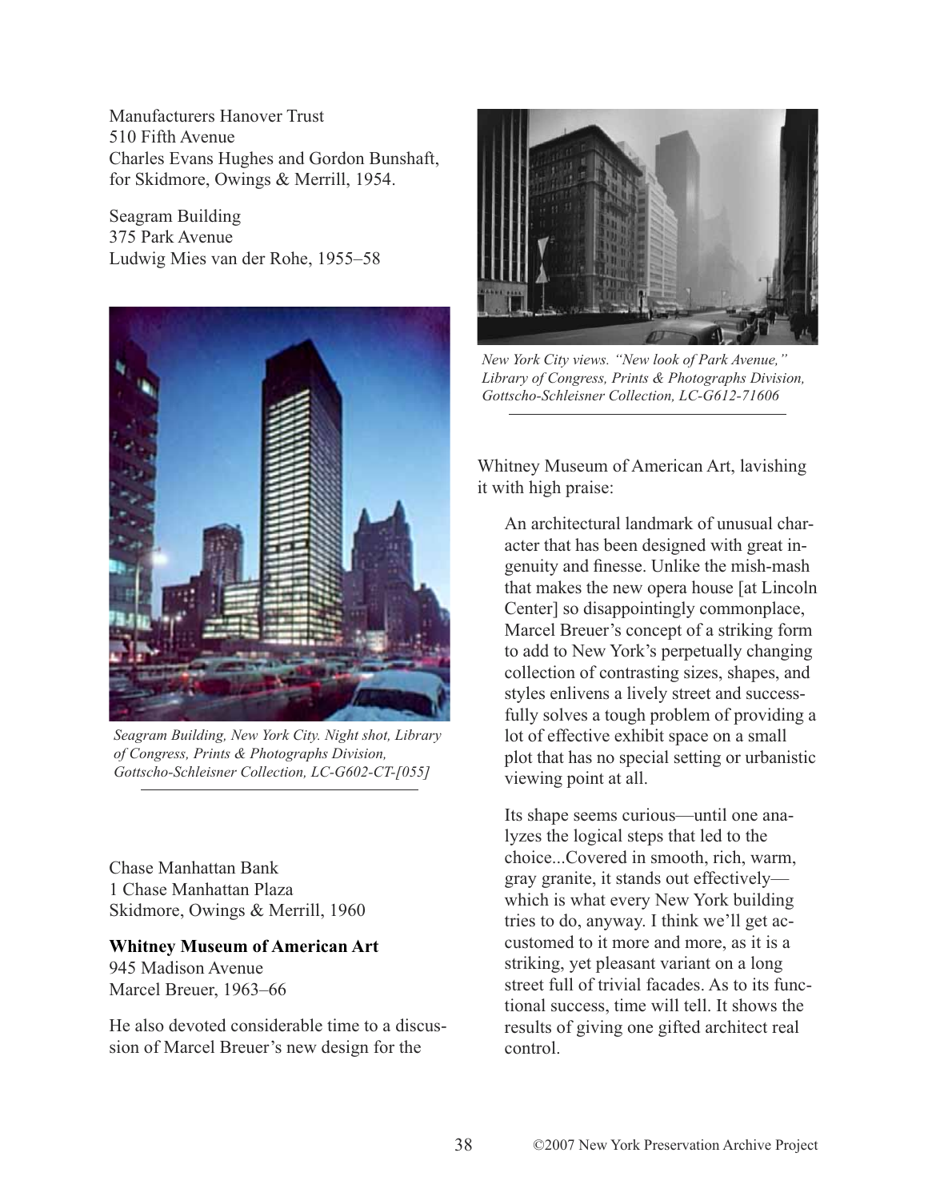Manufacturers Hanover Trust
510 Fifth Avenue
Charles Evans Hughes and Gordon Bunshaft, for Skidmore, Owings & Merrill, 1954.

Seagram Building
375 Park Avenue
Ludwig Mies van der Rohe, 1955–58

*Seagram Building, New York City. Night shot, Library of Congress, Prints & Photographs Division, Gottscho-Schleisner Collection, LC-G602-CT-[055]*

Chase Manhattan Bank
1 Chase Manhattan Plaza
Skidmore, Owings & Merrill, 1960

**Whitney Museum of American Art**
945 Madison Avenue
Marcel Breuer, 1963–66

He also devoted considerable time to a discussion of Marcel Breuer's new design for the

*New York City views. "New look of Park Avenue," Library of Congress, Prints & Photographs Division, Gottscho-Schleisner Collection, LC-G612-71606*

Whitney Museum of American Art, lavishing it with high praise:

> An architectural landmark of unusual character that has been designed with great ingenuity and finesse. Unlike the mish-mash that makes the new opera house [at Lincoln Center] so disappointingly commonplace, Marcel Breuer's concept of a striking form to add to New York's perpetually changing collection of contrasting sizes, shapes, and styles enlivens a lively street and successfully solves a tough problem of providing a lot of effective exhibit space on a small plot that has no special setting or urbanistic viewing point at all.
>
> Its shape seems curious—until one analyzes the logical steps that led to the choice...Covered in smooth, rich, warm, gray granite, it stands out effectively—which is what every New York building tries to do, anyway. I think we'll get accustomed to it more and more, as it is a striking, yet pleasant variant on a long street full of trivial facades. As to its functional success, time will tell. It shows the results of giving one gifted architect real control.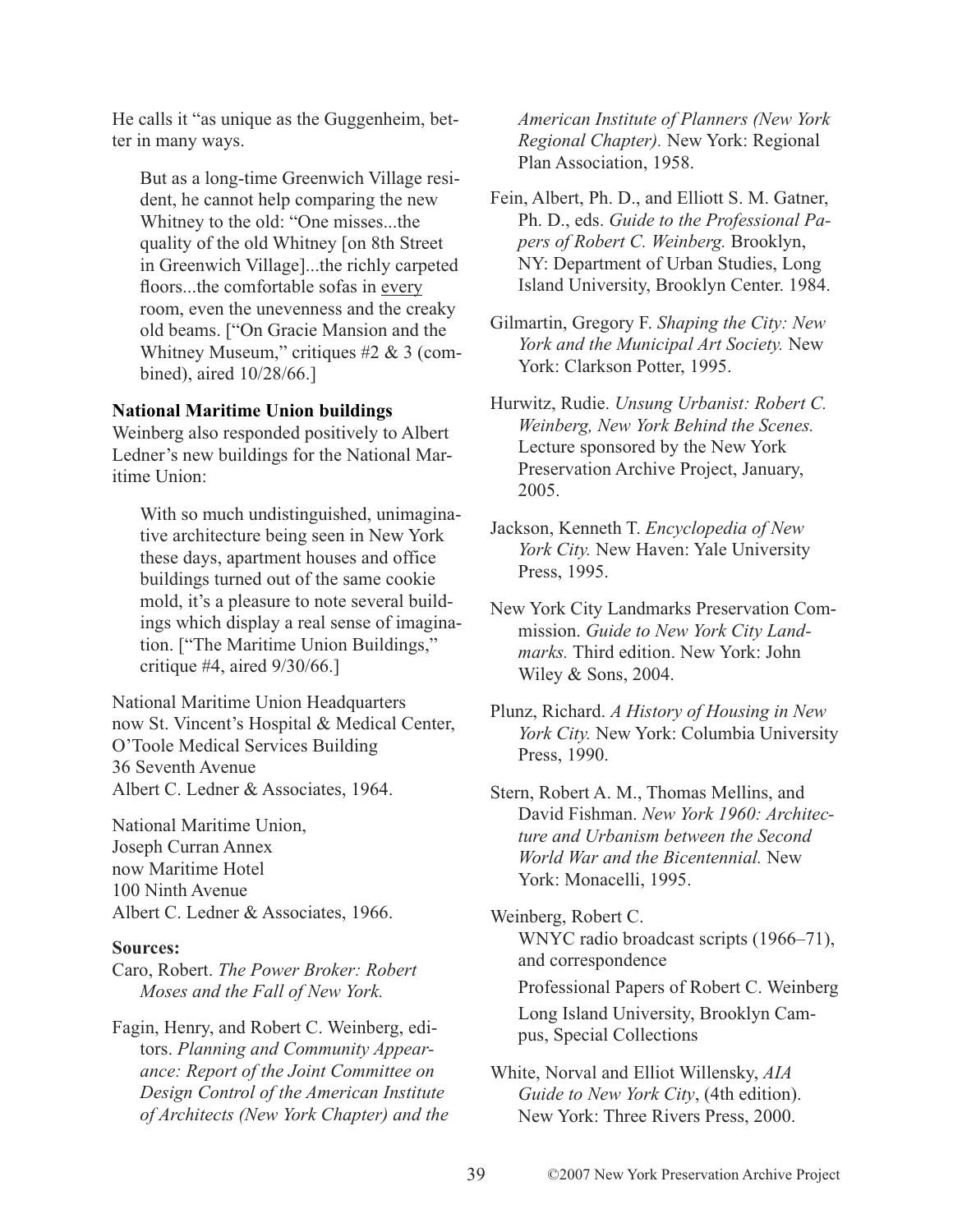He calls it "as unique as the Guggenheim, better in many ways.

> But as a long-time Greenwich Village resident, he cannot help comparing the new Whitney to the old: "One misses...the quality of the old Whitney [on 8th Street in Greenwich Village]...the richly carpeted floors...the comfortable sofas in every room, even the unevenness and the creaky old beams. ["On Gracie Mansion and the Whitney Museum," critiques #2 & 3 (combined), aired 10/28/66.]

**National Maritime Union buildings**
Weinberg also responded positively to Albert Ledner's new buildings for the National Maritime Union:

> With so much undistinguished, unimaginative architecture being seen in New York these days, apartment houses and office buildings turned out of the same cookie mold, it's a pleasure to note several buildings which display a real sense of imagination. ["The Maritime Union Buildings," critique #4, aired 9/30/66.]

National Maritime Union Headquarters
now St. Vincent's Hospital & Medical Center,
O'Toole Medical Services Building
36 Seventh Avenue
Albert C. Ledner & Associates, 1964.

National Maritime Union,
Joseph Curran Annex
now Maritime Hotel
100 Ninth Avenue
Albert C. Ledner & Associates, 1966.

**Sources:**

Caro, Robert. *The Power Broker: Robert Moses and the Fall of New York.*

Fagin, Henry, and Robert C. Weinberg, editors. *Planning and Community Appearance: Report of the Joint Committee on Design Control of the American Institute of Architects (New York Chapter) and the American Institute of Planners (New York Regional Chapter).* New York: Regional Plan Association, 1958.

Fein, Albert, Ph. D., and Elliott S. M. Gatner, Ph. D., eds. *Guide to the Professional Papers of Robert C. Weinberg.* Brooklyn, NY: Department of Urban Studies, Long Island University, Brooklyn Center. 1984.

Gilmartin, Gregory F. *Shaping the City: New York and the Municipal Art Society.* New York: Clarkson Potter, 1995.

Hurwitz, Rudie. *Unsung Urbanist: Robert C. Weinberg, New York Behind the Scenes.* Lecture sponsored by the New York Preservation Archive Project, January, 2005.

Jackson, Kenneth T. *Encyclopedia of New York City.* New Haven: Yale University Press, 1995.

New York City Landmarks Preservation Commission. *Guide to New York City Landmarks.* Third edition. New York: John Wiley & Sons, 2004.

Plunz, Richard. *A History of Housing in New York City.* New York: Columbia University Press, 1990.

Stern, Robert A. M., Thomas Mellins, and David Fishman. *New York 1960: Architecture and Urbanism between the Second World War and the Bicentennial.* New York: Monacelli, 1995.

Weinberg, Robert C.
WNYC radio broadcast scripts (1966–71), and correspondence
Professional Papers of Robert C. Weinberg
Long Island University, Brooklyn Campus, Special Collections

White, Norval and Elliot Willensky, *AIA Guide to New York City*, (4th edition). New York: Three Rivers Press, 2000.